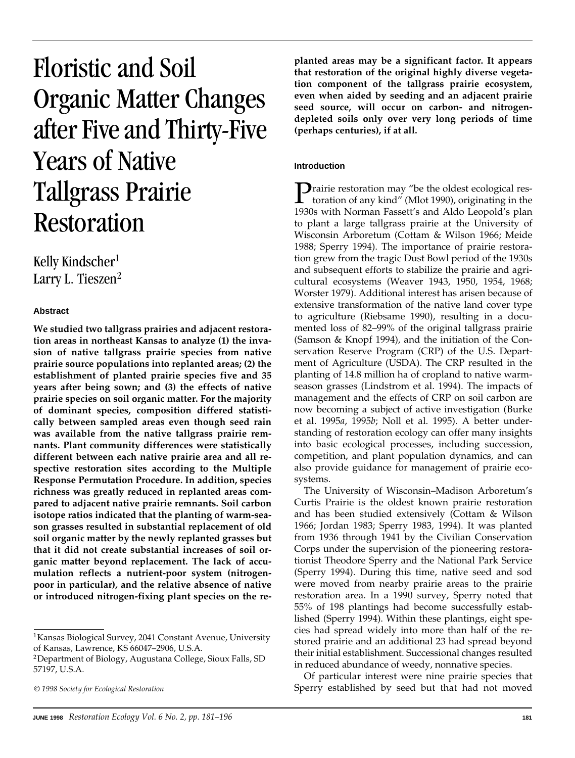# Floristic and Soil Organic Matter Changes after Five and Thirty-Five Years of Native Tallgrass Prairie Restoration

Kelly Kindscher[1]
Larry L. Tieszen[2]

### Abstract

**We studied two tallgrass prairies and adjacent restoration areas in northeast Kansas to analyze (1) the invasion of native tallgrass prairie species from native prairie source populations into replanted areas; (2) the establishment of planted prairie species five and 35 years after being sown; and (3) the effects of native prairie species on soil organic matter. For the majority of dominant species, composition differed statistically between sampled areas even though seed rain was available from the native tallgrass prairie remnants. Plant community differences were statistically different between each native prairie area and all respective restoration sites according to the Multiple Response Permutation Procedure. In addition, species richness was greatly reduced in replanted areas compared to adjacent native prairie remnants. Soil carbon isotope ratios indicated that the planting of warm-season grasses resulted in substantial replacement of old soil organic matter by the newly replanted grasses but that it did not create substantial increases of soil organic matter beyond replacement. The lack of accumulation reflects a nutrient-poor system (nitrogen-poor in particular), and the relative absence of native or introduced nitrogen-fixing plant species on the replanted areas may be a significant factor. It appears that restoration of the original highly diverse vegetation component of the tallgrass prairie ecosystem, even when aided by seeding and an adjacent prairie seed source, will occur on carbon- and nitrogen-depleted soils only over very long periods of time (perhaps centuries), if at all.**

[1]Kansas Biological Survey, 2041 Constant Avenue, University of Kansas, Lawrence, KS 66047–2906, U.S.A.
[2]Department of Biology, Augustana College, Sioux Falls, SD 57197, U.S.A.

*© 1998 Society for Ecological Restoration*

### Introduction

Prairie restoration may "be the oldest ecological restoration of any kind" (Mlot 1990), originating in the 1930s with Norman Fassett's and Aldo Leopold's plan to plant a large tallgrass prairie at the University of Wisconsin Arboretum (Cottam & Wilson 1966; Meide 1988; Sperry 1994). The importance of prairie restoration grew from the tragic Dust Bowl period of the 1930s and subsequent efforts to stabilize the prairie and agricultural ecosystems (Weaver 1943, 1950, 1954, 1968; Worster 1979). Additional interest has arisen because of extensive transformation of the native land cover type to agriculture (Riebsame 1990), resulting in a documented loss of 82–99% of the original tallgrass prairie (Samson & Knopf 1994), and the initiation of the Conservation Reserve Program (CRP) of the U.S. Department of Agriculture (USDA). The CRP resulted in the planting of 14.8 million ha of cropland to native warm-season grasses (Lindstrom et al. 1994). The impacts of management and the effects of CRP on soil carbon are now becoming a subject of active investigation (Burke et al. 1995*a*, 1995*b*; Noll et al. 1995). A better understanding of restoration ecology can offer many insights into basic ecological processes, including succession, competition, and plant population dynamics, and can also provide guidance for management of prairie ecosystems.

The University of Wisconsin–Madison Arboretum's Curtis Prairie is the oldest known prairie restoration and has been studied extensively (Cottam & Wilson 1966; Jordan 1983; Sperry 1983, 1994). It was planted from 1936 through 1941 by the Civilian Conservation Corps under the supervision of the pioneering restorationist Theodore Sperry and the National Park Service (Sperry 1994). During this time, native seed and sod were moved from nearby prairie areas to the prairie restoration area. In a 1990 survey, Sperry noted that 55% of 198 plantings had become successfully established (Sperry 1994). Within these plantings, eight species had spread widely into more than half of the restored prairie and an additional 23 had spread beyond their initial establishment. Successional changes resulted in reduced abundance of weedy, nonnative species.

Of particular interest were nine prairie species that Sperry established by seed but that had not moved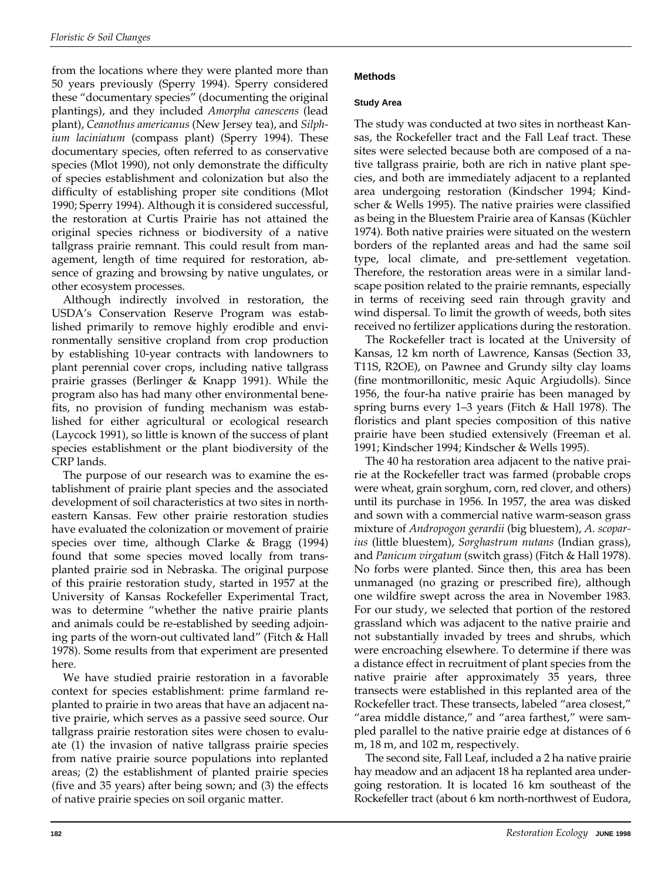from the locations where they were planted more than 50 years previously (Sperry 1994). Sperry considered these "documentary species" (documenting the original plantings), and they included *Amorpha canescens* (lead plant), *Ceanothus americanus* (New Jersey tea), and *Silphium laciniatum* (compass plant) (Sperry 1994). These documentary species, often referred to as conservative species (Mlot 1990), not only demonstrate the difficulty of species establishment and colonization but also the difficulty of establishing proper site conditions (Mlot 1990; Sperry 1994). Although it is considered successful, the restoration at Curtis Prairie has not attained the original species richness or biodiversity of a native tallgrass prairie remnant. This could result from management, length of time required for restoration, absence of grazing and browsing by native ungulates, or other ecosystem processes.

Although indirectly involved in restoration, the USDA's Conservation Reserve Program was established primarily to remove highly erodible and environmentally sensitive cropland from crop production by establishing 10-year contracts with landowners to plant perennial cover crops, including native tallgrass prairie grasses (Berlinger & Knapp 1991). While the program also has had many other environmental benefits, no provision of funding mechanism was established for either agricultural or ecological research (Laycock 1991), so little is known of the success of plant species establishment or the plant biodiversity of the CRP lands.

The purpose of our research was to examine the establishment of prairie plant species and the associated development of soil characteristics at two sites in northeastern Kansas. Few other prairie restoration studies have evaluated the colonization or movement of prairie species over time, although Clarke & Bragg (1994) found that some species moved locally from transplanted prairie sod in Nebraska. The original purpose of this prairie restoration study, started in 1957 at the University of Kansas Rockefeller Experimental Tract, was to determine "whether the native prairie plants and animals could be re-established by seeding adjoining parts of the worn-out cultivated land" (Fitch & Hall 1978). Some results from that experiment are presented here.

We have studied prairie restoration in a favorable context for species establishment: prime farmland replanted to prairie in two areas that have an adjacent native prairie, which serves as a passive seed source. Our tallgrass prairie restoration sites were chosen to evaluate (1) the invasion of native tallgrass prairie species from native prairie source populations into replanted areas; (2) the establishment of planted prairie species (five and 35 years) after being sown; and (3) the effects of native prairie species on soil organic matter.

## Methods

### Study Area

The study was conducted at two sites in northeast Kansas, the Rockefeller tract and the Fall Leaf tract. These sites were selected because both are composed of a native tallgrass prairie, both are rich in native plant species, and both are immediately adjacent to a replanted area undergoing restoration (Kindscher 1994; Kindscher & Wells 1995). The native prairies were classified as being in the Bluestem Prairie area of Kansas (Küchler 1974). Both native prairies were situated on the western borders of the replanted areas and had the same soil type, local climate, and pre-settlement vegetation. Therefore, the restoration areas were in a similar landscape position related to the prairie remnants, especially in terms of receiving seed rain through gravity and wind dispersal. To limit the growth of weeds, both sites received no fertilizer applications during the restoration.

The Rockefeller tract is located at the University of Kansas, 12 km north of Lawrence, Kansas (Section 33, T11S, R2OE), on Pawnee and Grundy silty clay loams (fine montmorillonitic, mesic Aquic Argiudolls). Since 1956, the four-ha native prairie has been managed by spring burns every 1–3 years (Fitch & Hall 1978). The floristics and plant species composition of this native prairie have been studied extensively (Freeman et al. 1991; Kindscher 1994; Kindscher & Wells 1995).

The 40 ha restoration area adjacent to the native prairie at the Rockefeller tract was farmed (probable crops were wheat, grain sorghum, corn, red clover, and others) until its purchase in 1956. In 1957, the area was disked and sown with a commercial native warm-season grass mixture of *Andropogon gerardii* (big bluestem), *A. scoparius* (little bluestem), *Sorghastrum nutans* (Indian grass), and *Panicum virgatum* (switch grass) (Fitch & Hall 1978). No forbs were planted. Since then, this area has been unmanaged (no grazing or prescribed fire), although one wildfire swept across the area in November 1983. For our study, we selected that portion of the restored grassland which was adjacent to the native prairie and not substantially invaded by trees and shrubs, which were encroaching elsewhere. To determine if there was a distance effect in recruitment of plant species from the native prairie after approximately 35 years, three transects were established in this replanted area of the Rockefeller tract. These transects, labeled "area closest," "area middle distance," and "area farthest," were sampled parallel to the native prairie edge at distances of 6 m, 18 m, and 102 m, respectively.

The second site, Fall Leaf, included a 2 ha native prairie hay meadow and an adjacent 18 ha replanted area undergoing restoration. It is located 16 km southeast of the Rockefeller tract (about 6 km north-northwest of Eudora,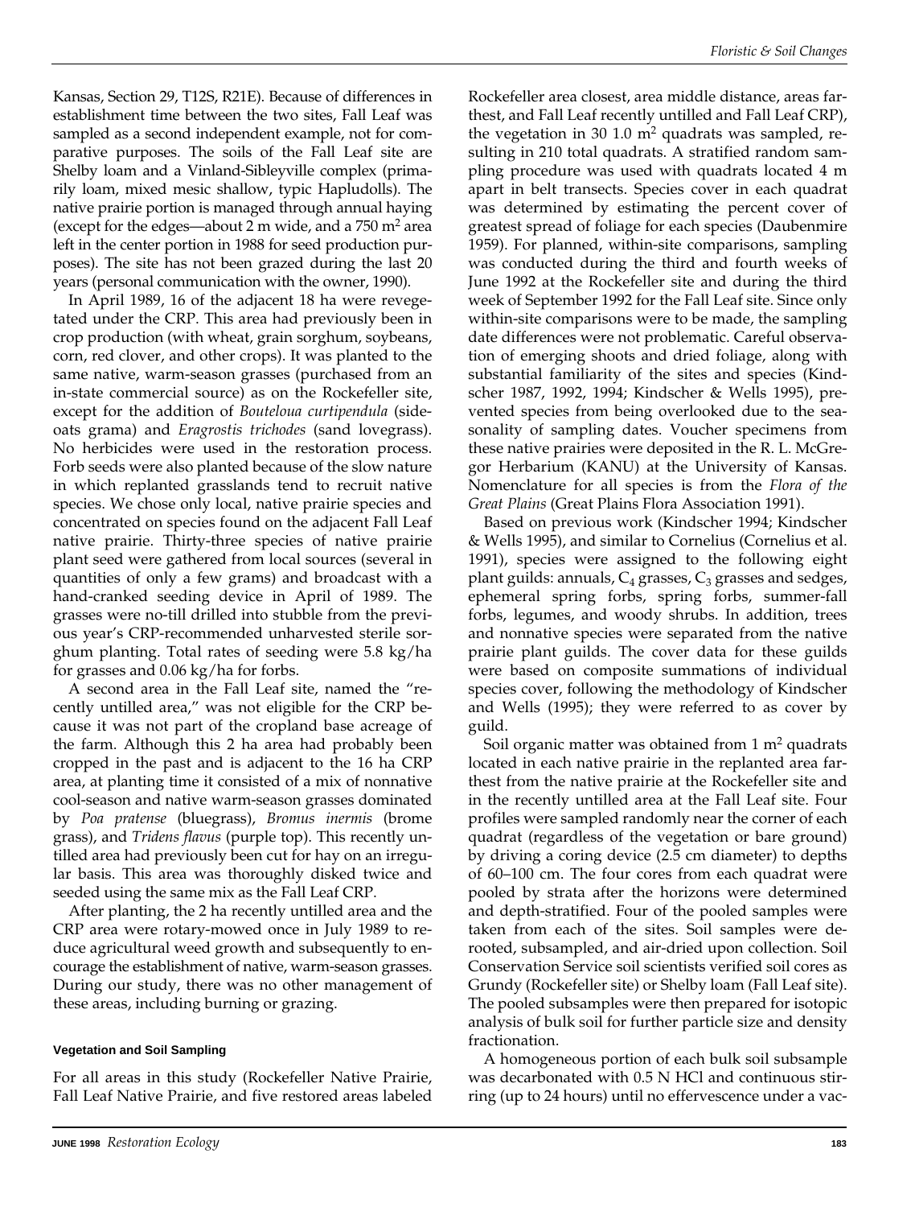Kansas, Section 29, T12S, R21E). Because of differences in establishment time between the two sites, Fall Leaf was sampled as a second independent example, not for comparative purposes. The soils of the Fall Leaf site are Shelby loam and a Vinland-Sibleyville complex (primarily loam, mixed mesic shallow, typic Hapludolls). The native prairie portion is managed through annual haying (except for the edges—about 2 m wide, and a 750 $m^2$ area left in the center portion in 1988 for seed production purposes). The site has not been grazed during the last 20 years (personal communication with the owner, 1990).

In April 1989, 16 of the adjacent 18 ha were revegetated under the CRP. This area had previously been in crop production (with wheat, grain sorghum, soybeans, corn, red clover, and other crops). It was planted to the same native, warm-season grasses (purchased from an in-state commercial source) as on the Rockefeller site, except for the addition of *Bouteloua curtipendula* (sideoats grama) and *Eragrostis trichodes* (sand lovegrass). No herbicides were used in the restoration process. Forb seeds were also planted because of the slow nature in which replanted grasslands tend to recruit native species. We chose only local, native prairie species and concentrated on species found on the adjacent Fall Leaf native prairie. Thirty-three species of native prairie plant seed were gathered from local sources (several in quantities of only a few grams) and broadcast with a hand-cranked seeding device in April of 1989. The grasses were no-till drilled into stubble from the previous year's CRP-recommended unharvested sterile sorghum planting. Total rates of seeding were 5.8 kg/ha for grasses and 0.06 kg/ha for forbs.

A second area in the Fall Leaf site, named the "recently untilled area," was not eligible for the CRP because it was not part of the cropland base acreage of the farm. Although this 2 ha area had probably been cropped in the past and is adjacent to the 16 ha CRP area, at planting time it consisted of a mix of nonnative cool-season and native warm-season grasses dominated by *Poa pratense* (bluegrass), *Bromus inermis* (brome grass), and *Tridens flavus* (purple top). This recently untilled area had previously been cut for hay on an irregular basis. This area was thoroughly disked twice and seeded using the same mix as the Fall Leaf CRP.

After planting, the 2 ha recently untilled area and the CRP area were rotary-mowed once in July 1989 to reduce agricultural weed growth and subsequently to encourage the establishment of native, warm-season grasses. During our study, there was no other management of these areas, including burning or grazing.

#### Vegetation and Soil Sampling

For all areas in this study (Rockefeller Native Prairie, Fall Leaf Native Prairie, and five restored areas labeled Rockefeller area closest, area middle distance, areas farthest, and Fall Leaf recently untilled and Fall Leaf CRP), the vegetation in 30 1.0 $m^2$ quadrats was sampled, resulting in 210 total quadrats. A stratified random sampling procedure was used with quadrats located 4 m apart in belt transects. Species cover in each quadrat was determined by estimating the percent cover of greatest spread of foliage for each species (Daubenmire 1959). For planned, within-site comparisons, sampling was conducted during the third and fourth weeks of June 1992 at the Rockefeller site and during the third week of September 1992 for the Fall Leaf site. Since only within-site comparisons were to be made, the sampling date differences were not problematic. Careful observation of emerging shoots and dried foliage, along with substantial familiarity of the sites and species (Kindscher 1987, 1992, 1994; Kindscher & Wells 1995), prevented species from being overlooked due to the seasonality of sampling dates. Voucher specimens from these native prairies were deposited in the R. L. McGregor Herbarium (KANU) at the University of Kansas. Nomenclature for all species is from the *Flora of the Great Plains* (Great Plains Flora Association 1991).

Based on previous work (Kindscher 1994; Kindscher & Wells 1995), and similar to Cornelius (Cornelius et al. 1991), species were assigned to the following eight plant guilds: annuals, $C_4$ grasses, $C_3$ grasses and sedges, ephemeral spring forbs, spring forbs, summer-fall forbs, legumes, and woody shrubs. In addition, trees and nonnative species were separated from the native prairie plant guilds. The cover data for these guilds were based on composite summations of individual species cover, following the methodology of Kindscher and Wells (1995); they were referred to as cover by guild.

Soil organic matter was obtained from 1 $m^2$ quadrats located in each native prairie in the replanted area farthest from the native prairie at the Rockefeller site and in the recently untilled area at the Fall Leaf site. Four profiles were sampled randomly near the corner of each quadrat (regardless of the vegetation or bare ground) by driving a coring device (2.5 cm diameter) to depths of 60–100 cm. The four cores from each quadrat were pooled by strata after the horizons were determined and depth-stratified. Four of the pooled samples were taken from each of the sites. Soil samples were derooted, subsampled, and air-dried upon collection. Soil Conservation Service soil scientists verified soil cores as Grundy (Rockefeller site) or Shelby loam (Fall Leaf site). The pooled subsamples were then prepared for isotopic analysis of bulk soil for further particle size and density fractionation.

A homogeneous portion of each bulk soil subsample was decarbonated with 0.5 N HCl and continuous stirring (up to 24 hours) until no effervescence under a vac-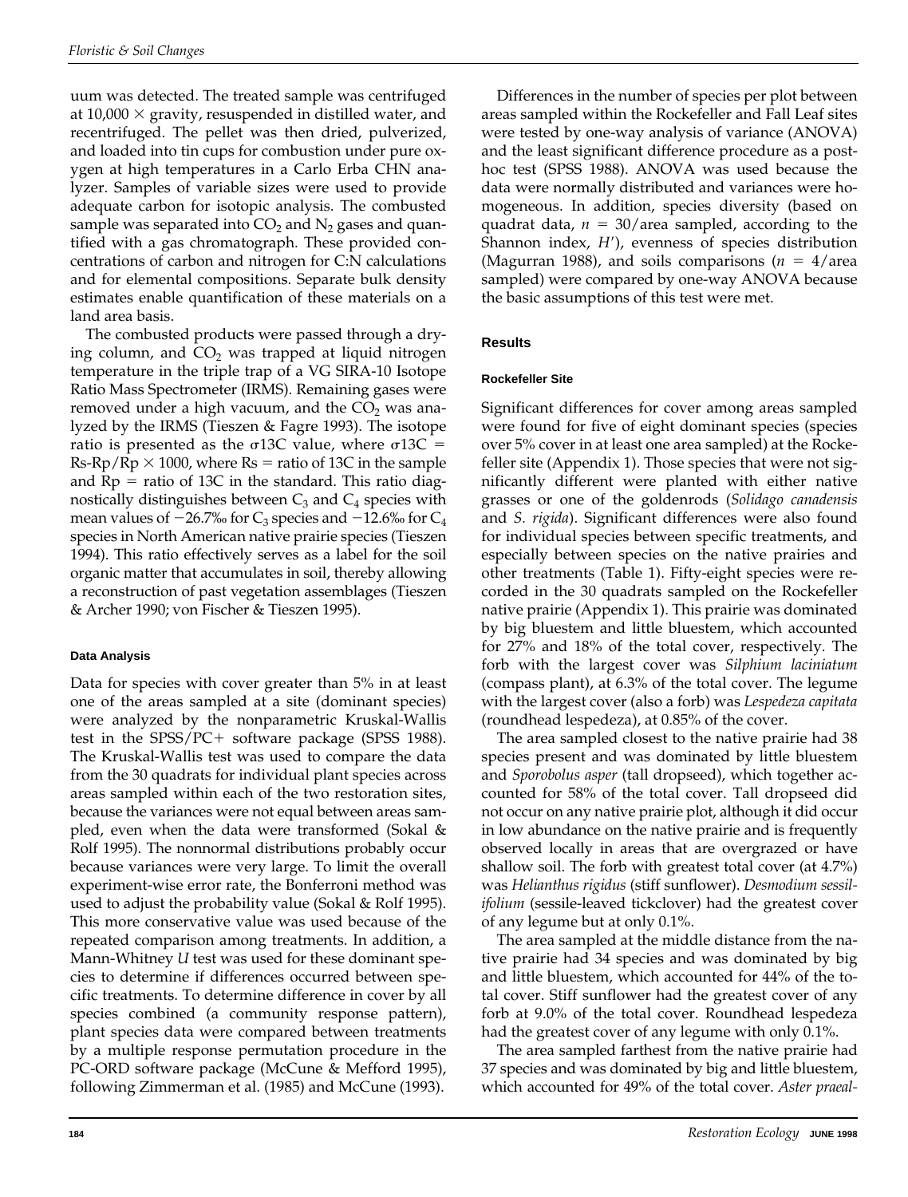uum was detected. The treated sample was centrifuged at 10,000 × gravity, resuspended in distilled water, and recentrifuged. The pellet was then dried, pulverized, and loaded into tin cups for combustion under pure oxygen at high temperatures in a Carlo Erba CHN analyzer. Samples of variable sizes were used to provide adequate carbon for isotopic analysis. The combusted sample was separated into $CO_2$ and $N_2$ gases and quantified with a gas chromatograph. These provided concentrations of carbon and nitrogen for C:N calculations and for elemental compositions. Separate bulk density estimates enable quantification of these materials on a land area basis.

The combusted products were passed through a drying column, and $CO_2$ was trapped at liquid nitrogen temperature in the triple trap of a VG SIRA-10 Isotope Ratio Mass Spectrometer (IRMS). Remaining gases were removed under a high vacuum, and the $CO_2$ was analyzed by the IRMS (Tieszen & Fagre 1993). The isotope ratio is presented as the σ13C value, where σ13C = Rs-Rp/Rp × 1000, where Rs = ratio of 13C in the sample and Rp = ratio of 13C in the standard. This ratio diagnostically distinguishes between $C_3$ and $C_4$ species with mean values of −26.7‰ for $C_3$ species and −12.6‰ for $C_4$ species in North American native prairie species (Tieszen 1994). This ratio effectively serves as a label for the soil organic matter that accumulates in soil, thereby allowing a reconstruction of past vegetation assemblages (Tieszen & Archer 1990; von Fischer & Tieszen 1995).

#### Data Analysis

Data for species with cover greater than 5% in at least one of the areas sampled at a site (dominant species) were analyzed by the nonparametric Kruskal-Wallis test in the SPSS/PC+ software package (SPSS 1988). The Kruskal-Wallis test was used to compare the data from the 30 quadrats for individual plant species across areas sampled within each of the two restoration sites, because the variances were not equal between areas sampled, even when the data were transformed (Sokal & Rolf 1995). The nonnormal distributions probably occur because variances were very large. To limit the overall experiment-wise error rate, the Bonferroni method was used to adjust the probability value (Sokal & Rolf 1995). This more conservative value was used because of the repeated comparison among treatments. In addition, a Mann-Whitney *U* test was used for these dominant species to determine if differences occurred between specific treatments. To determine difference in cover by all species combined (a community response pattern), plant species data were compared between treatments by a multiple response permutation procedure in the PC-ORD software package (McCune & Mefford 1995), following Zimmerman et al. (1985) and McCune (1993).

Differences in the number of species per plot between areas sampled within the Rockefeller and Fall Leaf sites were tested by one-way analysis of variance (ANOVA) and the least significant difference procedure as a post-hoc test (SPSS 1988). ANOVA was used because the data were normally distributed and variances were homogeneous. In addition, species diversity (based on quadrat data, $n = 30$/area sampled, according to the Shannon index, $H'$), evenness of species distribution (Magurran 1988), and soils comparisons ($n = 4$/area sampled) were compared by one-way ANOVA because the basic assumptions of this test were met.

### Results

#### Rockefeller Site

Significant differences for cover among areas sampled were found for five of eight dominant species (species over 5% cover in at least one area sampled) at the Rockefeller site (Appendix 1). Those species that were not significantly different were planted with either native grasses or one of the goldenrods (*Solidago canadensis* and *S. rigida*). Significant differences were also found for individual species between specific treatments, and especially between species on the native prairies and other treatments (Table 1). Fifty-eight species were recorded in the 30 quadrats sampled on the Rockefeller native prairie (Appendix 1). This prairie was dominated by big bluestem and little bluestem, which accounted for 27% and 18% of the total cover, respectively. The forb with the largest cover was *Silphium laciniatum* (compass plant), at 6.3% of the total cover. The legume with the largest cover (also a forb) was *Lespedeza capitata* (roundhead lespedeza), at 0.85% of the cover.

The area sampled closest to the native prairie had 38 species present and was dominated by little bluestem and *Sporobolus asper* (tall dropseed), which together accounted for 58% of the total cover. Tall dropseed did not occur on any native prairie plot, although it did occur in low abundance on the native prairie and is frequently observed locally in areas that are overgrazed or have shallow soil. The forb with greatest total cover (at 4.7%) was *Helianthus rigidus* (stiff sunflower). *Desmodium sessilifolium* (sessile-leaved tickclover) had the greatest cover of any legume but at only 0.1%.

The area sampled at the middle distance from the native prairie had 34 species and was dominated by big and little bluestem, which accounted for 44% of the total cover. Stiff sunflower had the greatest cover of any forb at 9.0% of the total cover. Roundhead lespedeza had the greatest cover of any legume with only 0.1%.

The area sampled farthest from the native prairie had 37 species and was dominated by big and little bluestem, which accounted for 49% of the total cover. *Aster praeal-*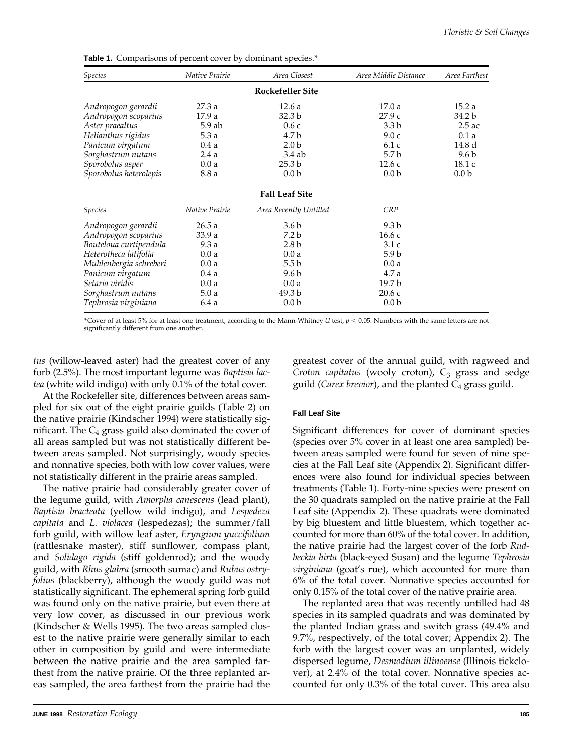**Table 1.** Comparisons of percent cover by dominant species.*

| *Species* | *Native Prairie* | *Area Closest* | *Area Middle Distance* | *Area Farthest* |
|---|---|---|---|---|
| **Rockefeller Site** | | | | |
| *Andropogon gerardii* | 27.3 a | 12.6 a | 17.0 a | 15.2 a |
| *Andropogon scoparius* | 17.9 a | 32.3 b | 27.9 c | 34.2 b |
| *Aster praealtus* | 5.9 ab | 0.6 c | 3.3 b | 2.5 ac |
| *Helianthus rigidus* | 5.3 a | 4.7 b | 9.0 c | 0.1 a |
| *Panicum virgatum* | 0.4 a | 2.0 b | 6.1 c | 14.8 d |
| *Sorghastrum nutans* | 2.4 a | 3.4 ab | 5.7 b | 9.6 b |
| *Sporobolus asper* | 0.0 a | 25.3 b | 12.6 c | 18.1 c |
| *Sporobolus heterolepis* | 8.8 a | 0.0 b | 0.0 b | 0.0 b |
| **Fall Leaf Site** | | | | |
| *Species* | *Native Prairie* | *Area Recently Untilled* | *CRP* | |
| *Andropogon gerardii* | 26.5 a | 3.6 b | 9.3 b | |
| *Andropogon scoparius* | 33.9 a | 7.2 b | 16.6 c | |
| *Bouteloua curtipendula* | 9.3 a | 2.8 b | 3.1 c | |
| *Heterotheca latifolia* | 0.0 a | 0.0 a | 5.9 b | |
| *Muhlenbergia schreberi* | 0.0 a | 5.5 b | 0.0 a | |
| *Panicum virgatum* | 0.4 a | 9.6 b | 4.7 a | |
| *Setaria viridis* | 0.0 a | 0.0 a | 19.7 b | |
| *Sorghastrum nutans* | 5.0 a | 49.3 b | 20.6 c | |
| *Tephrosia virginiana* | 6.4 a | 0.0 b | 0.0 b | |

*Cover of at least 5% for at least one treatment, according to the Mann-Whitney *U* test, $p < 0.05$. Numbers with the same letters are not significantly different from one another.

*tus* (willow-leaved aster) had the greatest cover of any forb (2.5%). The most important legume was *Baptisia lactea* (white wild indigo) with only 0.1% of the total cover.

At the Rockefeller site, differences between areas sampled for six out of the eight prairie guilds (Table 2) on the native prairie (Kindscher 1994) were statistically significant. The $C_4$ grass guild also dominated the cover of all areas sampled but was not statistically different between areas sampled. Not surprisingly, woody species and nonnative species, both with low cover values, were not statistically different in the prairie areas sampled.

The native prairie had considerably greater cover of the legume guild, with *Amorpha canescens* (lead plant), *Baptisia bracteata* (yellow wild indigo), and *Lespedeza capitata* and *L. violacea* (lespedezas); the summer/fall forb guild, with willow leaf aster, *Eryngium yuccifolium* (rattlesnake master), stiff sunflower, compass plant, and *Solidago rigida* (stiff goldenrod); and the woody guild, with *Rhus glabra* (smooth sumac) and *Rubus ostryfolius* (blackberry), although the woody guild was not statistically significant. The ephemeral spring forb guild was found only on the native prairie, but even there at very low cover, as discussed in our previous work (Kindscher & Wells 1995). The two areas sampled closest to the native prairie were generally similar to each other in composition by guild and were intermediate between the native prairie and the area sampled farthest from the native prairie. Of the three replanted areas sampled, the area farthest from the prairie had the greatest cover of the annual guild, with ragweed and *Croton capitatus* (wooly croton), $C_3$ grass and sedge guild (*Carex brevior*), and the planted $C_4$ grass guild.

#### Fall Leaf Site

Significant differences for cover of dominant species (species over 5% cover in at least one area sampled) between areas sampled were found for seven of nine species at the Fall Leaf site (Appendix 2). Significant differences were also found for individual species between treatments (Table 1). Forty-nine species were present on the 30 quadrats sampled on the native prairie at the Fall Leaf site (Appendix 2). These quadrats were dominated by big bluestem and little bluestem, which together accounted for more than 60% of the total cover. In addition, the native prairie had the largest cover of the forb *Rudbeckia hirta* (black-eyed Susan) and the legume *Tephrosia virginiana* (goat's rue), which accounted for more than 6% of the total cover. Nonnative species accounted for only 0.15% of the total cover of the native prairie area.

The replanted area that was recently untilled had 48 species in its sampled quadrats and was dominated by the planted Indian grass and switch grass (49.4% and 9.7%, respectively, of the total cover; Appendix 2). The forb with the largest cover was an unplanted, widely dispersed legume, *Desmodium illinoense* (Illinois tickclover), at 2.4% of the total cover. Nonnative species accounted for only 0.3% of the total cover. This area also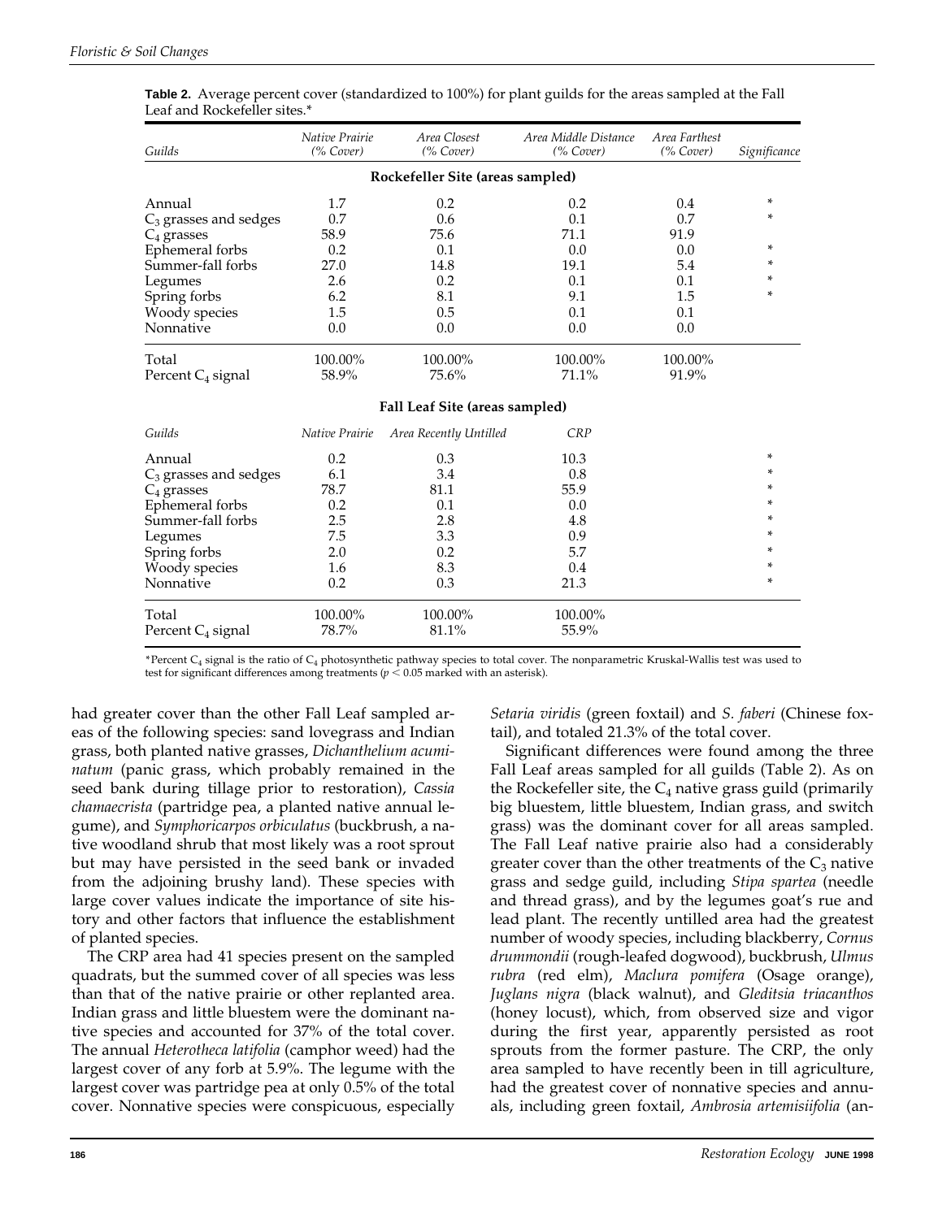**Table 2.** Average percent cover (standardized to 100%) for plant guilds for the areas sampled at the Fall Leaf and Rockefeller sites.*

| Guilds | Native Prairie (% Cover) | Area Closest (% Cover) | Area Middle Distance (% Cover) | Area Farthest (% Cover) | Significance |
|---|---|---|---|---|---|
| **Rockefeller Site (areas sampled)** | | | | | |
| Annual | 1.7 | 0.2 | 0.2 | 0.4 | * |
| $C_3$ grasses and sedges | 0.7 | 0.6 | 0.1 | 0.7 | * |
| $C_4$ grasses | 58.9 | 75.6 | 71.1 | 91.9 | |
| Ephemeral forbs | 0.2 | 0.1 | 0.0 | 0.0 | * |
| Summer-fall forbs | 27.0 | 14.8 | 19.1 | 5.4 | * |
| Legumes | 2.6 | 0.2 | 0.1 | 0.1 | * |
| Spring forbs | 6.2 | 8.1 | 9.1 | 1.5 | * |
| Woody species | 1.5 | 0.5 | 0.1 | 0.1 | |
| Nonnative | 0.0 | 0.0 | 0.0 | 0.0 | |
| Total | 100.00% | 100.00% | 100.00% | 100.00% | |
| Percent $C_4$ signal | 58.9% | 75.6% | 71.1% | 91.9% | |
| **Fall Leaf Site (areas sampled)** | | | | | |
| *Guilds* | *Native Prairie* | *Area Recently Untilled* | *CRP* | | |
| Annual | 0.2 | 0.3 | 10.3 | | * |
| $C_3$ grasses and sedges | 6.1 | 3.4 | 0.8 | | * |
| $C_4$ grasses | 78.7 | 81.1 | 55.9 | | * |
| Ephemeral forbs | 0.2 | 0.1 | 0.0 | | * |
| Summer-fall forbs | 2.5 | 2.8 | 4.8 | | * |
| Legumes | 7.5 | 3.3 | 0.9 | | * |
| Spring forbs | 2.0 | 0.2 | 5.7 | | * |
| Woody species | 1.6 | 8.3 | 0.4 | | * |
| Nonnative | 0.2 | 0.3 | 21.3 | | * |
| Total | 100.00% | 100.00% | 100.00% | | |
| Percent $C_4$ signal | 78.7% | 81.1% | 55.9% | | |

*Percent $C_4$ signal is the ratio of $C_4$ photosynthetic pathway species to total cover. The nonparametric Kruskal-Wallis test was used to test for significant differences among treatments ($p < 0.05$ marked with an asterisk).

had greater cover than the other Fall Leaf sampled areas of the following species: sand lovegrass and Indian grass, both planted native grasses, *Dichanthelium acuminatum* (panic grass, which probably remained in the seed bank during tillage prior to restoration), *Cassia chamaecrista* (partridge pea, a planted native annual legume), and *Symphoricarpos orbiculatus* (buckbrush, a native woodland shrub that most likely was a root sprout but may have persisted in the seed bank or invaded from the adjoining brushy land). These species with large cover values indicate the importance of site history and other factors that influence the establishment of planted species.

The CRP area had 41 species present on the sampled quadrats, but the summed cover of all species was less than that of the native prairie or other replanted area. Indian grass and little bluestem were the dominant native species and accounted for 37% of the total cover. The annual *Heterotheca latifolia* (camphor weed) had the largest cover of any forb at 5.9%. The legume with the largest cover was partridge pea at only 0.5% of the total cover. Nonnative species were conspicuous, especially *Setaria viridis* (green foxtail) and *S. faberi* (Chinese foxtail), and totaled 21.3% of the total cover.

Significant differences were found among the three Fall Leaf areas sampled for all guilds (Table 2). As on the Rockefeller site, the $C_4$ native grass guild (primarily big bluestem, little bluestem, Indian grass, and switch grass) was the dominant cover for all areas sampled. The Fall Leaf native prairie also had a considerably greater cover than the other treatments of the $C_3$ native grass and sedge guild, including *Stipa spartea* (needle and thread grass), and by the legumes goat's rue and lead plant. The recently untilled area had the greatest number of woody species, including blackberry, *Cornus drummondii* (rough-leafed dogwood), buckbrush, *Ulmus rubra* (red elm), *Maclura pomifera* (Osage orange), *Juglans nigra* (black walnut), and *Gleditsia triacanthos* (honey locust), which, from observed size and vigor during the first year, apparently persisted as root sprouts from the former pasture. The CRP, the only area sampled to have recently been in till agriculture, had the greatest cover of nonnative species and annuals, including green foxtail, *Ambrosia artemisiifolia* (an-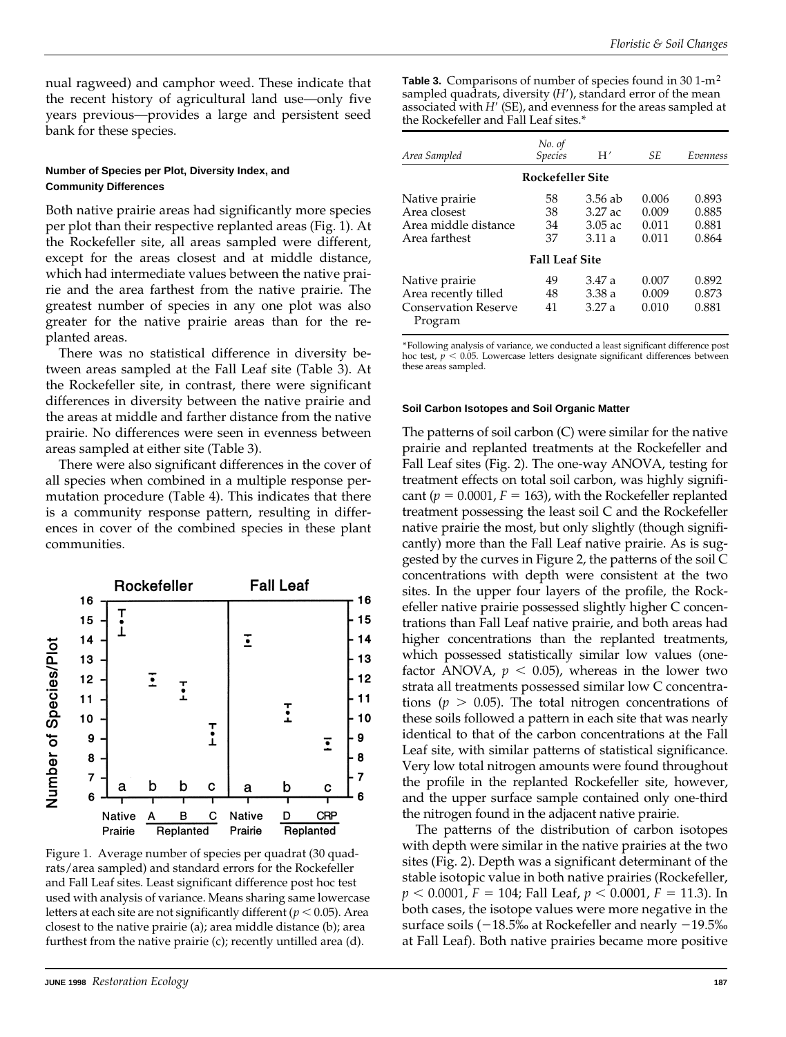nual ragweed) and camphor weed. These indicate that the recent history of agricultural land use—only five years previous—provides a large and persistent seed bank for these species.

#### Number of Species per Plot, Diversity Index, and Community Differences

Both native prairie areas had significantly more species per plot than their respective replanted areas (Fig. 1). At the Rockefeller site, all areas sampled were different, except for the areas closest and at middle distance, which had intermediate values between the native prairie and the area farthest from the native prairie. The greatest number of species in any one plot was also greater for the native prairie areas than for the replanted areas.

There was no statistical difference in diversity between areas sampled at the Fall Leaf site (Table 3). At the Rockefeller site, in contrast, there were significant differences in diversity between the native prairie and the areas at middle and farther distance from the native prairie. No differences were seen in evenness between areas sampled at either site (Table 3).

There were also significant differences in the cover of all species when combined in a multiple response permutation procedure (Table 4). This indicates that there is a community response pattern, resulting in differences in cover of the combined species in these plant communities.

Figure 1. Average number of species per quadrat (30 quadrats/area sampled) and standard errors for the Rockefeller and Fall Leaf sites. Least significant difference post hoc test used with analysis of variance. Means sharing same lowercase letters at each site are not significantly different ($p < 0.05$). Area closest to the native prairie (a); area middle distance (b); area furthest from the native prairie (c); recently untilled area (d).

**Table 3.** Comparisons of number of species found in 30 1-m$^2$ sampled quadrats, diversity ($H'$), standard error of the mean associated with $H'$ (SE), and evenness for the areas sampled at the Rockefeller and Fall Leaf sites.*

| *Area Sampled* | *No. of Species* | H′ | *SE* | *Evenness* |
|---|---|---|---|---|
| **Rockefeller Site** | | | | |
| Native prairie | 58 | 3.56 ab | 0.006 | 0.893 |
| Area closest | 38 | 3.27 ac | 0.009 | 0.885 |
| Area middle distance | 34 | 3.05 ac | 0.011 | 0.881 |
| Area farthest | 37 | 3.11 a | 0.011 | 0.864 |
| **Fall Leaf Site** | | | | |
| Native prairie | 49 | 3.47 a | 0.007 | 0.892 |
| Area recently tilled | 48 | 3.38 a | 0.009 | 0.873 |
| Conservation Reserve Program | 41 | 3.27 a | 0.010 | 0.881 |

*Following analysis of variance, we conducted a least significant difference post hoc test, $p < 0.05$. Lowercase letters designate significant differences between these areas sampled.

#### Soil Carbon Isotopes and Soil Organic Matter

The patterns of soil carbon (C) were similar for the native prairie and replanted treatments at the Rockefeller and Fall Leaf sites (Fig. 2). The one-way ANOVA, testing for treatment effects on total soil carbon, was highly significant ($p = 0.0001$, $F = 163$), with the Rockefeller replanted treatment possessing the least soil C and the Rockefeller native prairie the most, but only slightly (though significantly) more than the Fall Leaf native prairie. As is suggested by the curves in Figure 2, the patterns of the soil C concentrations with depth were consistent at the two sites. In the upper four layers of the profile, the Rockefeller native prairie possessed slightly higher C concentrations than Fall Leaf native prairie, and both areas had higher concentrations than the replanted treatments, which possessed statistically similar low values (one-factor ANOVA, $p < 0.05$), whereas in the lower two strata all treatments possessed similar low C concentrations ($p > 0.05$). The total nitrogen concentrations of these soils followed a pattern in each site that was nearly identical to that of the carbon concentrations at the Fall Leaf site, with similar patterns of statistical significance. Very low total nitrogen amounts were found throughout the profile in the replanted Rockefeller site, however, and the upper surface sample contained only one-third the nitrogen found in the adjacent native prairie.

The patterns of the distribution of carbon isotopes with depth were similar in the native prairies at the two sites (Fig. 2). Depth was a significant determinant of the stable isotopic value in both native prairies (Rockefeller, $p < 0.0001$, $F = 104$; Fall Leaf, $p < 0.0001$, $F = 11.3$). In both cases, the isotope values were more negative in the surface soils (−18.5‰ at Rockefeller and nearly −19.5‰ at Fall Leaf). Both native prairies became more positive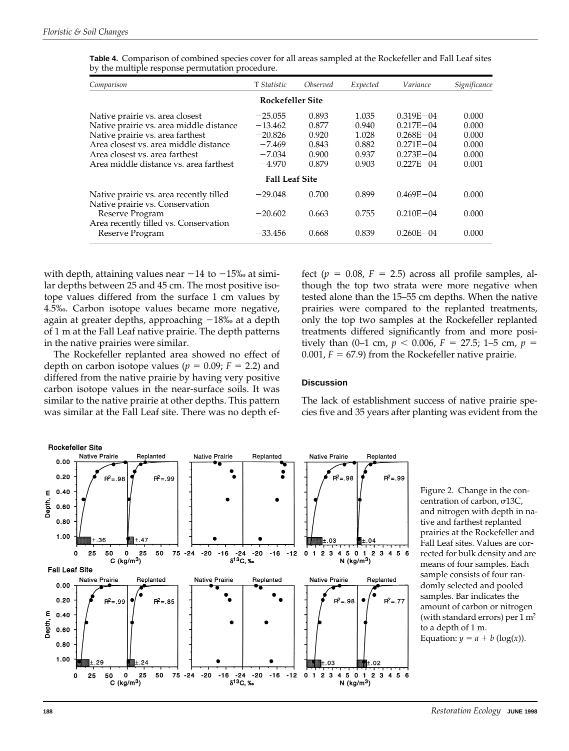**Table 4.** Comparison of combined species cover for all areas sampled at the Rockefeller and Fall Leaf sites by the multiple response permutation procedure.

| *Comparison* | T *Statistic* | *Observed* | *Expected* | *Variance* | *Significance* |
|---|---|---|---|---|---|
| **Rockefeller Site** | | | | | |
| Native prairie vs. area closest | −25.055 | 0.893 | 1.035 | 0.319E−04 | 0.000 |
| Native prairie vs. area middle distance | −13.462 | 0.877 | 0.940 | 0.217E−04 | 0.000 |
| Native prairie vs. area farthest | −20.826 | 0.920 | 1.028 | 0.268E−04 | 0.000 |
| Area closest vs. area middle distance | −7.469 | 0.843 | 0.882 | 0.271E−04 | 0.000 |
| Area closest vs. area farthest | −7.034 | 0.900 | 0.937 | 0.273E−04 | 0.000 |
| Area middle distance vs. area farthest | −4.970 | 0.879 | 0.903 | 0.227E−04 | 0.001 |
| **Fall Leaf Site** | | | | | |
| Native prairie vs. area recently tilled | −29.048 | 0.700 | 0.899 | 0.469E−04 | 0.000 |
| Native prairie vs. Conservation Reserve Program | −20.602 | 0.663 | 0.755 | 0.210E−04 | 0.000 |
| Area recently tilled vs. Conservation Reserve Program | −33.456 | 0.668 | 0.839 | 0.260E−04 | 0.000 |

with depth, attaining values near −14 to −15‰ at similar depths between 25 and 45 cm. The most positive isotope values differed from the surface 1 cm values by 4.5‰. Carbon isotope values became more negative, again at greater depths, approaching −18‰ at a depth of 1 m at the Fall Leaf native prairie. The depth patterns in the native prairies were similar.

The Rockefeller replanted area showed no effect of depth on carbon isotope values ($p = 0.09$; $F = 2.2$) and differed from the native prairie by having very positive carbon isotope values in the near-surface soils. It was similar to the native prairie at other depths. This pattern was similar at the Fall Leaf site. There was no depth effect ($p = 0.08$, $F = 2.5$) across all profile samples, although the top two strata were more negative when tested alone than the 15–55 cm depths. When the native prairies were compared to the replanted treatments, only the top two samples at the Rockefeller replanted treatments differed significantly from and more positively than (0–1 cm, $p < 0.006$, $F = 27.5$; 1–5 cm, $p = 0.001$, $F = 67.9$) from the Rockefeller native prairie.

## Discussion

The lack of establishment success of native prairie species five and 35 years after planting was evident from the

Figure 2. Change in the concentration of carbon, σ13C, and nitrogen with depth in native and farthest replanted prairies at the Rockefeller and Fall Leaf sites. Values are corrected for bulk density and are means of four samples. Each sample consists of four randomly selected and pooled samples. Bar indicates the amount of carbon or nitrogen (with standard errors) per 1 m² to a depth of 1 m. Equation: $y = a + b\,(\log(x))$.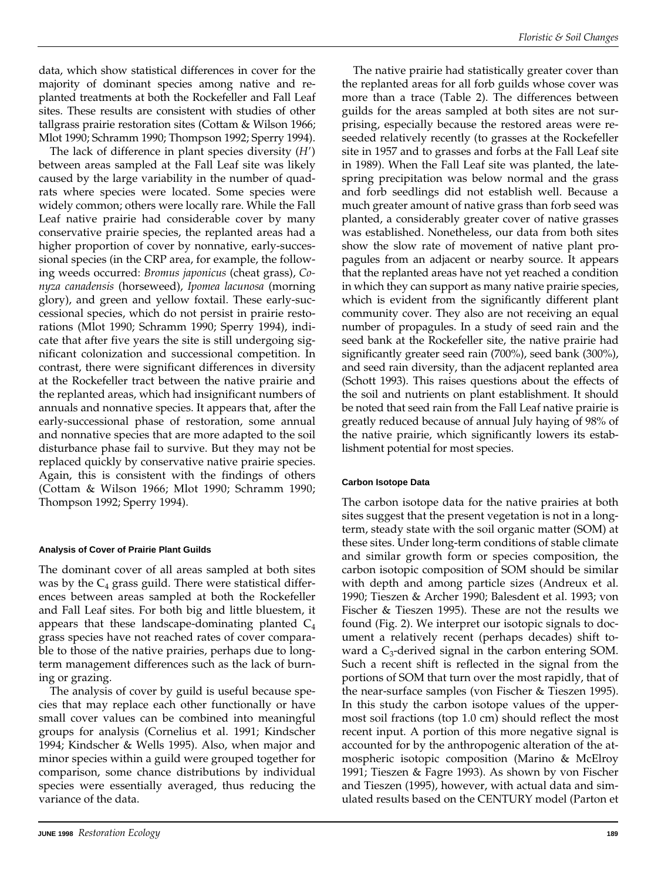data, which show statistical differences in cover for the majority of dominant species among native and replanted treatments at both the Rockefeller and Fall Leaf sites. These results are consistent with studies of other tallgrass prairie restoration sites (Cottam & Wilson 1966; Mlot 1990; Schramm 1990; Thompson 1992; Sperry 1994).

The lack of difference in plant species diversity ($H'$) between areas sampled at the Fall Leaf site was likely caused by the large variability in the number of quadrats where species were located. Some species were widely common; others were locally rare. While the Fall Leaf native prairie had considerable cover by many conservative prairie species, the replanted areas had a higher proportion of cover by nonnative, early-successional species (in the CRP area, for example, the following weeds occurred: *Bromus japonicus* (cheat grass), *Conyza canadensis* (horseweed), *Ipomea lacunosa* (morning glory), and green and yellow foxtail. These early-successional species, which do not persist in prairie restorations (Mlot 1990; Schramm 1990; Sperry 1994), indicate that after five years the site is still undergoing significant colonization and successional competition. In contrast, there were significant differences in diversity at the Rockefeller tract between the native prairie and the replanted areas, which had insignificant numbers of annuals and nonnative species. It appears that, after the early-successional phase of restoration, some annual and nonnative species that are more adapted to the soil disturbance phase fail to survive. But they may not be replaced quickly by conservative native prairie species. Again, this is consistent with the findings of others (Cottam & Wilson 1966; Mlot 1990; Schramm 1990; Thompson 1992; Sperry 1994).

#### Analysis of Cover of Prairie Plant Guilds

The dominant cover of all areas sampled at both sites was by the $C_4$ grass guild. There were statistical differences between areas sampled at both the Rockefeller and Fall Leaf sites. For both big and little bluestem, it appears that these landscape-dominating planted $C_4$ grass species have not reached rates of cover comparable to those of the native prairies, perhaps due to long-term management differences such as the lack of burning or grazing.

The analysis of cover by guild is useful because species that may replace each other functionally or have small cover values can be combined into meaningful groups for analysis (Cornelius et al. 1991; Kindscher 1994; Kindscher & Wells 1995). Also, when major and minor species within a guild were grouped together for comparison, some chance distributions by individual species were essentially averaged, thus reducing the variance of the data.

The native prairie had statistically greater cover than the replanted areas for all forb guilds whose cover was more than a trace (Table 2). The differences between guilds for the areas sampled at both sites are not surprising, especially because the restored areas were reseeded relatively recently (to grasses at the Rockefeller site in 1957 and to grasses and forbs at the Fall Leaf site in 1989). When the Fall Leaf site was planted, the late-spring precipitation was below normal and the grass and forb seedlings did not establish well. Because a much greater amount of native grass than forb seed was planted, a considerably greater cover of native grasses was established. Nonetheless, our data from both sites show the slow rate of movement of native plant propagules from an adjacent or nearby source. It appears that the replanted areas have not yet reached a condition in which they can support as many native prairie species, which is evident from the significantly different plant community cover. They also are not receiving an equal number of propagules. In a study of seed rain and the seed bank at the Rockefeller site, the native prairie had significantly greater seed rain (700%), seed bank (300%), and seed rain diversity, than the adjacent replanted area (Schott 1993). This raises questions about the effects of the soil and nutrients on plant establishment. It should be noted that seed rain from the Fall Leaf native prairie is greatly reduced because of annual July haying of 98% of the native prairie, which significantly lowers its establishment potential for most species.

#### Carbon Isotope Data

The carbon isotope data for the native prairies at both sites suggest that the present vegetation is not in a long-term, steady state with the soil organic matter (SOM) at these sites. Under long-term conditions of stable climate and similar growth form or species composition, the carbon isotopic composition of SOM should be similar with depth and among particle sizes (Andreux et al. 1990; Tieszen & Archer 1990; Balesdent et al. 1993; von Fischer & Tieszen 1995). These are not the results we found (Fig. 2). We interpret our isotopic signals to document a relatively recent (perhaps decades) shift toward a $C_3$-derived signal in the carbon entering SOM. Such a recent shift is reflected in the signal from the portions of SOM that turn over the most rapidly, that of the near-surface samples (von Fischer & Tieszen 1995). In this study the carbon isotope values of the uppermost soil fractions (top 1.0 cm) should reflect the most recent input. A portion of this more negative signal is accounted for by the anthropogenic alteration of the atmospheric isotopic composition (Marino & McElroy 1991; Tieszen & Fagre 1993). As shown by von Fischer and Tieszen (1995), however, with actual data and simulated results based on the CENTURY model (Parton et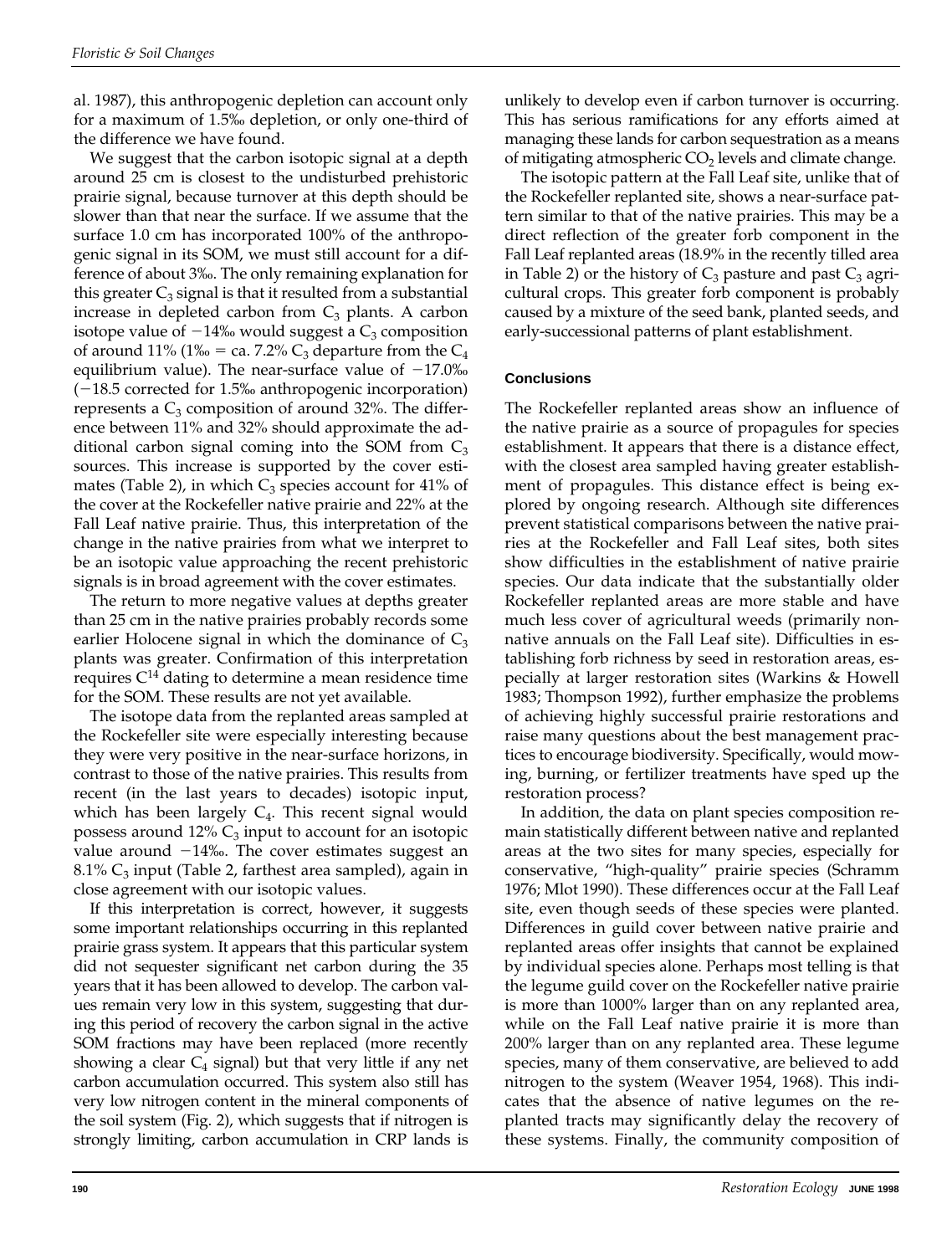al. 1987), this anthropogenic depletion can account only for a maximum of 1.5‰ depletion, or only one-third of the difference we have found.

We suggest that the carbon isotopic signal at a depth around 25 cm is closest to the undisturbed prehistoric prairie signal, because turnover at this depth should be slower than that near the surface. If we assume that the surface 1.0 cm has incorporated 100% of the anthropogenic signal in its SOM, we must still account for a difference of about 3‰. The only remaining explanation for this greater $C_3$ signal is that it resulted from a substantial increase in depleted carbon from $C_3$ plants. A carbon isotope value of −14‰ would suggest a $C_3$ composition of around 11% (1‰ = ca. 7.2% $C_3$ departure from the $C_4$ equilibrium value). The near-surface value of −17.0‰ (−18.5 corrected for 1.5‰ anthropogenic incorporation) represents a $C_3$ composition of around 32%. The difference between 11% and 32% should approximate the additional carbon signal coming into the SOM from $C_3$ sources. This increase is supported by the cover estimates (Table 2), in which $C_3$ species account for 41% of the cover at the Rockefeller native prairie and 22% at the Fall Leaf native prairie. Thus, this interpretation of the change in the native prairies from what we interpret to be an isotopic value approaching the recent prehistoric signals is in broad agreement with the cover estimates.

The return to more negative values at depths greater than 25 cm in the native prairies probably records some earlier Holocene signal in which the dominance of $C_3$ plants was greater. Confirmation of this interpretation requires $C^{14}$ dating to determine a mean residence time for the SOM. These results are not yet available.

The isotope data from the replanted areas sampled at the Rockefeller site were especially interesting because they were very positive in the near-surface horizons, in contrast to those of the native prairies. This results from recent (in the last years to decades) isotopic input, which has been largely $C_4$. This recent signal would possess around 12% $C_3$ input to account for an isotopic value around −14‰. The cover estimates suggest an 8.1% $C_3$ input (Table 2, farthest area sampled), again in close agreement with our isotopic values.

If this interpretation is correct, however, it suggests some important relationships occurring in this replanted prairie grass system. It appears that this particular system did not sequester significant net carbon during the 35 years that it has been allowed to develop. The carbon values remain very low in this system, suggesting that during this period of recovery the carbon signal in the active SOM fractions may have been replaced (more recently showing a clear $C_4$ signal) but that very little if any net carbon accumulation occurred. This system also still has very low nitrogen content in the mineral components of the soil system (Fig. 2), which suggests that if nitrogen is strongly limiting, carbon accumulation in CRP lands is unlikely to develop even if carbon turnover is occurring. This has serious ramifications for any efforts aimed at managing these lands for carbon sequestration as a means of mitigating atmospheric $CO_2$ levels and climate change.

The isotopic pattern at the Fall Leaf site, unlike that of the Rockefeller replanted site, shows a near-surface pattern similar to that of the native prairies. This may be a direct reflection of the greater forb component in the Fall Leaf replanted areas (18.9% in the recently tilled area in Table 2) or the history of $C_3$ pasture and past $C_3$ agricultural crops. This greater forb component is probably caused by a mixture of the seed bank, planted seeds, and early-successional patterns of plant establishment.

## Conclusions

The Rockefeller replanted areas show an influence of the native prairie as a source of propagules for species establishment. It appears that there is a distance effect, with the closest area sampled having greater establishment of propagules. This distance effect is being explored by ongoing research. Although site differences prevent statistical comparisons between the native prairies at the Rockefeller and Fall Leaf sites, both sites show difficulties in the establishment of native prairie species. Our data indicate that the substantially older Rockefeller replanted areas are more stable and have much less cover of agricultural weeds (primarily nonnative annuals on the Fall Leaf site). Difficulties in establishing forb richness by seed in restoration areas, especially at larger restoration sites (Warkins & Howell 1983; Thompson 1992), further emphasize the problems of achieving highly successful prairie restorations and raise many questions about the best management practices to encourage biodiversity. Specifically, would mowing, burning, or fertilizer treatments have sped up the restoration process?

In addition, the data on plant species composition remain statistically different between native and replanted areas at the two sites for many species, especially for conservative, "high-quality" prairie species (Schramm 1976; Mlot 1990). These differences occur at the Fall Leaf site, even though seeds of these species were planted. Differences in guild cover between native prairie and replanted areas offer insights that cannot be explained by individual species alone. Perhaps most telling is that the legume guild cover on the Rockefeller native prairie is more than 1000% larger than on any replanted area, while on the Fall Leaf native prairie it is more than 200% larger than on any replanted area. These legume species, many of them conservative, are believed to add nitrogen to the system (Weaver 1954, 1968). This indicates that the absence of native legumes on the replanted tracts may significantly delay the recovery of these systems. Finally, the community composition of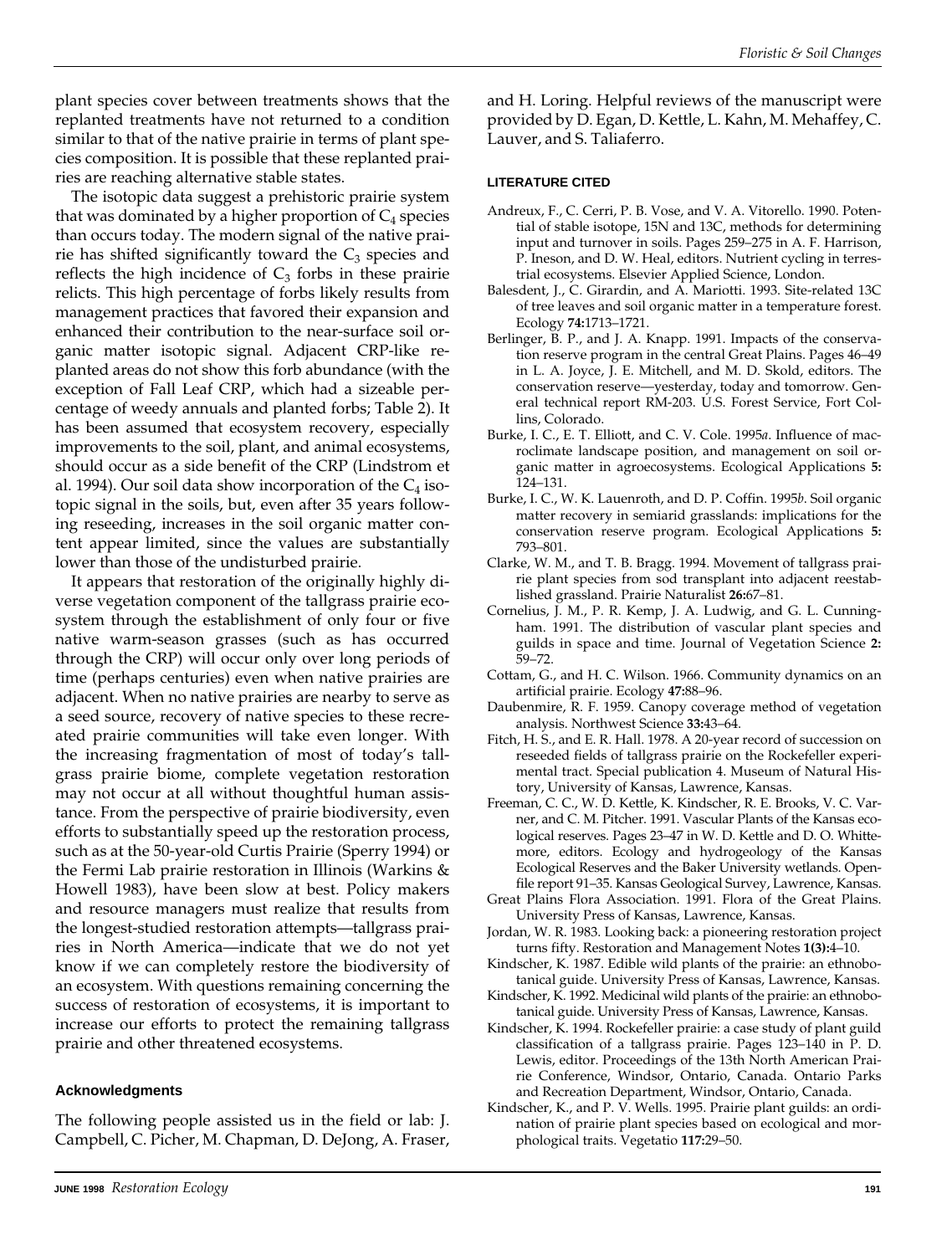plant species cover between treatments shows that the replanted treatments have not returned to a condition similar to that of the native prairie in terms of plant species composition. It is possible that these replanted prairies are reaching alternative stable states.

The isotopic data suggest a prehistoric prairie system that was dominated by a higher proportion of $C_4$ species than occurs today. The modern signal of the native prairie has shifted significantly toward the $C_3$ species and reflects the high incidence of $C_3$ forbs in these prairie relicts. This high percentage of forbs likely results from management practices that favored their expansion and enhanced their contribution to the near-surface soil organic matter isotopic signal. Adjacent CRP-like replanted areas do not show this forb abundance (with the exception of Fall Leaf CRP, which had a sizeable percentage of weedy annuals and planted forbs; Table 2). It has been assumed that ecosystem recovery, especially improvements to the soil, plant, and animal ecosystems, should occur as a side benefit of the CRP (Lindstrom et al. 1994). Our soil data show incorporation of the $C_4$ isotopic signal in the soils, but, even after 35 years following reseeding, increases in the soil organic matter content appear limited, since the values are substantially lower than those of the undisturbed prairie.

It appears that restoration of the originally highly diverse vegetation component of the tallgrass prairie ecosystem through the establishment of only four or five native warm-season grasses (such as has occurred through the CRP) will occur only over long periods of time (perhaps centuries) even when native prairies are adjacent. When no native prairies are nearby to serve as a seed source, recovery of native species to these recreated prairie communities will take even longer. With the increasing fragmentation of most of today's tallgrass prairie biome, complete vegetation restoration may not occur at all without thoughtful human assistance. From the perspective of prairie biodiversity, even efforts to substantially speed up the restoration process, such as at the 50-year-old Curtis Prairie (Sperry 1994) or the Fermi Lab prairie restoration in Illinois (Warkins & Howell 1983), have been slow at best. Policy makers and resource managers must realize that results from the longest-studied restoration attempts—tallgrass prairies in North America—indicate that we do not yet know if we can completely restore the biodiversity of an ecosystem. With questions remaining concerning the success of restoration of ecosystems, it is important to increase our efforts to protect the remaining tallgrass prairie and other threatened ecosystems.

## Acknowledgments

The following people assisted us in the field or lab: J. Campbell, C. Picher, M. Chapman, D. DeJong, A. Fraser, and H. Loring. Helpful reviews of the manuscript were provided by D. Egan, D. Kettle, L. Kahn, M. Mehaffey, C. Lauver, and S. Taliaferro.

## LITERATURE CITED

Andreux, F., C. Cerri, P. B. Vose, and V. A. Vitorello. 1990. Potential of stable isotope, 15N and 13C, methods for determining input and turnover in soils. Pages 259–275 in A. F. Harrison, P. Ineson, and D. W. Heal, editors. Nutrient cycling in terrestrial ecosystems. Elsevier Applied Science, London.

Balesdent, J., C. Girardin, and A. Mariotti. 1993. Site-related 13C of tree leaves and soil organic matter in a temperature forest. Ecology **74:**1713–1721.

Berlinger, B. P., and J. A. Knapp. 1991. Impacts of the conservation reserve program in the central Great Plains. Pages 46–49 in L. A. Joyce, J. E. Mitchell, and M. D. Skold, editors. The conservation reserve—yesterday, today and tomorrow. General technical report RM-203. U.S. Forest Service, Fort Collins, Colorado.

Burke, I. C., E. T. Elliott, and C. V. Cole. 1995*a*. Influence of macroclimate landscape position, and management on soil organic matter in agroecosystems. Ecological Applications **5:** 124–131.

Burke, I. C., W. K. Lauenroth, and D. P. Coffin. 1995*b*. Soil organic matter recovery in semiarid grasslands: implications for the conservation reserve program. Ecological Applications **5:** 793–801.

Clarke, W. M., and T. B. Bragg. 1994. Movement of tallgrass prairie plant species from sod transplant into adjacent reestablished grassland. Prairie Naturalist **26:**67–81.

Cornelius, J. M., P. R. Kemp, J. A. Ludwig, and G. L. Cunningham. 1991. The distribution of vascular plant species and guilds in space and time. Journal of Vegetation Science **2:** 59–72.

Cottam, G., and H. C. Wilson. 1966. Community dynamics on an artificial prairie. Ecology **47:**88–96.

Daubenmire, R. F. 1959. Canopy coverage method of vegetation analysis. Northwest Science **33:**43–64.

Fitch, H. S., and E. R. Hall. 1978. A 20-year record of succession on reseeded fields of tallgrass prairie on the Rockefeller experimental tract. Special publication 4. Museum of Natural History, University of Kansas, Lawrence, Kansas.

Freeman, C. C., W. D. Kettle, K. Kindscher, R. E. Brooks, V. C. Varner, and C. M. Pitcher. 1991. Vascular Plants of the Kansas ecological reserves. Pages 23–47 in W. D. Kettle and D. O. Whittemore, editors. Ecology and hydrogeology of the Kansas Ecological Reserves and the Baker University wetlands. Open-file report 91–35. Kansas Geological Survey, Lawrence, Kansas.

Great Plains Flora Association. 1991. Flora of the Great Plains. University Press of Kansas, Lawrence, Kansas.

Jordan, W. R. 1983. Looking back: a pioneering restoration project turns fifty. Restoration and Management Notes **1(3):**4–10.

Kindscher, K. 1987. Edible wild plants of the prairie: an ethnobotanical guide. University Press of Kansas, Lawrence, Kansas.

Kindscher, K. 1992. Medicinal wild plants of the prairie: an ethnobotanical guide. University Press of Kansas, Lawrence, Kansas.

Kindscher, K. 1994. Rockefeller prairie: a case study of plant guild classification of a tallgrass prairie. Pages 123–140 in P. D. Lewis, editor. Proceedings of the 13th North American Prairie Conference, Windsor, Ontario, Canada. Ontario Parks and Recreation Department, Windsor, Ontario, Canada.

Kindscher, K., and P. V. Wells. 1995. Prairie plant guilds: an ordination of prairie plant species based on ecological and morphological traits. Vegetatio **117:**29–50.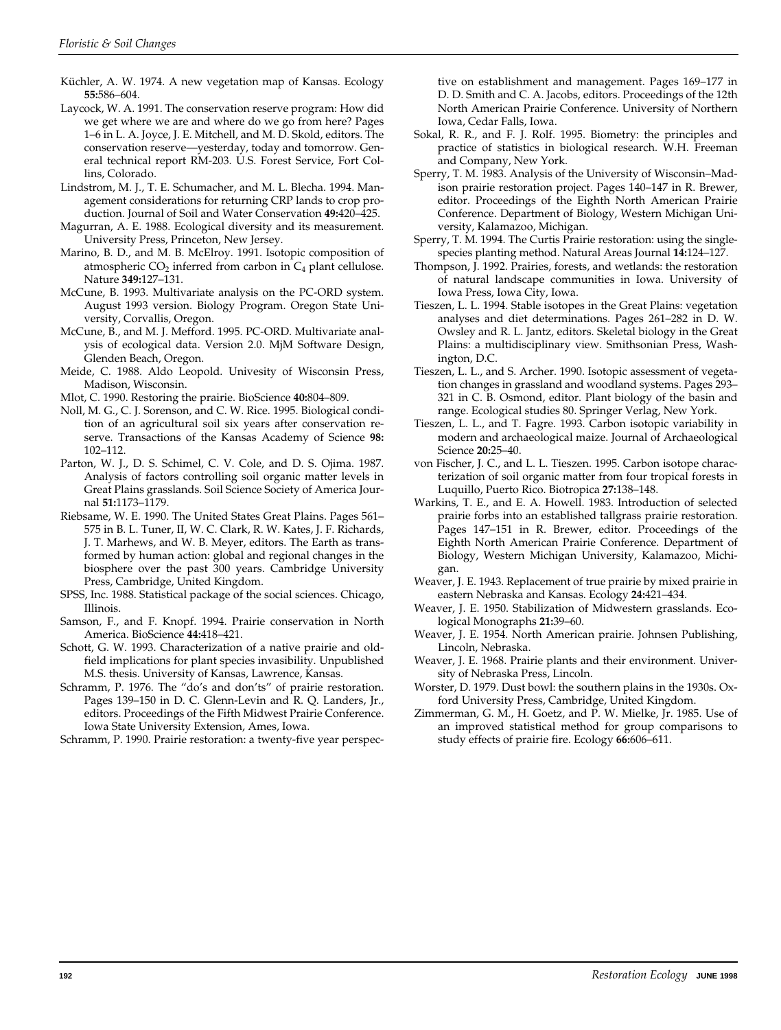Küchler, A. W. 1974. A new vegetation map of Kansas. Ecology **55:**586–604.

Laycock, W. A. 1991. The conservation reserve program: How did we get where we are and where do we go from here? Pages 1–6 in L. A. Joyce, J. E. Mitchell, and M. D. Skold, editors. The conservation reserve—yesterday, today and tomorrow. General technical report RM-203. U.S. Forest Service, Fort Collins, Colorado.

Lindstrom, M. J., T. E. Schumacher, and M. L. Blecha. 1994. Management considerations for returning CRP lands to crop production. Journal of Soil and Water Conservation **49:**420–425.

Magurran, A. E. 1988. Ecological diversity and its measurement. University Press, Princeton, New Jersey.

Marino, B. D., and M. B. McElroy. 1991. Isotopic composition of atmospheric $CO_2$ inferred from carbon in $C_4$ plant cellulose. Nature **349:**127–131.

McCune, B. 1993. Multivariate analysis on the PC-ORD system. August 1993 version. Biology Program. Oregon State University, Corvallis, Oregon.

McCune, B., and M. J. Mefford. 1995. PC-ORD. Multivariate analysis of ecological data. Version 2.0. MjM Software Design, Glenden Beach, Oregon.

Meide, C. 1988. Aldo Leopold. Univesity of Wisconsin Press, Madison, Wisconsin.

Mlot, C. 1990. Restoring the prairie. BioScience **40:**804–809.

Noll, M. G., C. J. Sorenson, and C. W. Rice. 1995. Biological condition of an agricultural soil six years after conservation reserve. Transactions of the Kansas Academy of Science **98:** 102–112.

Parton, W. J., D. S. Schimel, C. V. Cole, and D. S. Ojima. 1987. Analysis of factors controlling soil organic matter levels in Great Plains grasslands. Soil Science Society of America Journal **51:**1173–1179.

Riebsame, W. E. 1990. The United States Great Plains. Pages 561–575 in B. L. Tuner, II, W. C. Clark, R. W. Kates, J. F. Richards, J. T. Marhews, and W. B. Meyer, editors. The Earth as transformed by human action: global and regional changes in the biosphere over the past 300 years. Cambridge University Press, Cambridge, United Kingdom.

SPSS, Inc. 1988. Statistical package of the social sciences. Chicago, Illinois.

Samson, F., and F. Knopf. 1994. Prairie conservation in North America. BioScience **44:**418–421.

Schott, G. W. 1993. Characterization of a native prairie and old-field implications for plant species invasibility. Unpublished M.S. thesis. University of Kansas, Lawrence, Kansas.

Schramm, P. 1976. The "do's and don'ts" of prairie restoration. Pages 139–150 in D. C. Glenn-Levin and R. Q. Landers, Jr., editors. Proceedings of the Fifth Midwest Prairie Conference. Iowa State University Extension, Ames, Iowa.

Schramm, P. 1990. Prairie restoration: a twenty-five year perspective on establishment and management. Pages 169–177 in D. D. Smith and C. A. Jacobs, editors. Proceedings of the 12th North American Prairie Conference. University of Northern Iowa, Cedar Falls, Iowa.

Sokal, R. R., and F. J. Rolf. 1995. Biometry: the principles and practice of statistics in biological research. W.H. Freeman and Company, New York.

Sperry, T. M. 1983. Analysis of the University of Wisconsin–Madison prairie restoration project. Pages 140–147 in R. Brewer, editor. Proceedings of the Eighth North American Prairie Conference. Department of Biology, Western Michigan University, Kalamazoo, Michigan.

Sperry, T. M. 1994. The Curtis Prairie restoration: using the single-species planting method. Natural Areas Journal **14:**124–127.

Thompson, J. 1992. Prairies, forests, and wetlands: the restoration of natural landscape communities in Iowa. University of Iowa Press, Iowa City, Iowa.

Tieszen, L. L. 1994. Stable isotopes in the Great Plains: vegetation analyses and diet determinations. Pages 261–282 in D. W. Owsley and R. L. Jantz, editors. Skeletal biology in the Great Plains: a multidisciplinary view. Smithsonian Press, Washington, D.C.

Tieszen, L. L., and S. Archer. 1990. Isotopic assessment of vegetation changes in grassland and woodland systems. Pages 293–321 in C. B. Osmond, editor. Plant biology of the basin and range. Ecological studies 80. Springer Verlag, New York.

Tieszen, L. L., and T. Fagre. 1993. Carbon isotopic variability in modern and archaeological maize. Journal of Archaeological Science **20:**25–40.

von Fischer, J. C., and L. L. Tieszen. 1995. Carbon isotope characterization of soil organic matter from four tropical forests in Luquillo, Puerto Rico. Biotropica **27:**138–148.

Warkins, T. E., and E. A. Howell. 1983. Introduction of selected prairie forbs into an established tallgrass prairie restoration. Pages 147–151 in R. Brewer, editor. Proceedings of the Eighth North American Prairie Conference. Department of Biology, Western Michigan University, Kalamazoo, Michigan.

Weaver, J. E. 1943. Replacement of true prairie by mixed prairie in eastern Nebraska and Kansas. Ecology **24:**421–434.

Weaver, J. E. 1950. Stabilization of Midwestern grasslands. Ecological Monographs **21:**39–60.

Weaver, J. E. 1954. North American prairie. Johnsen Publishing, Lincoln, Nebraska.

Weaver, J. E. 1968. Prairie plants and their environment. University of Nebraska Press, Lincoln.

Worster, D. 1979. Dust bowl: the southern plains in the 1930s. Oxford University Press, Cambridge, United Kingdom.

Zimmerman, G. M., H. Goetz, and P. W. Mielke, Jr. 1985. Use of an improved statistical method for group comparisons to study effects of prairie fire. Ecology **66:**606–611.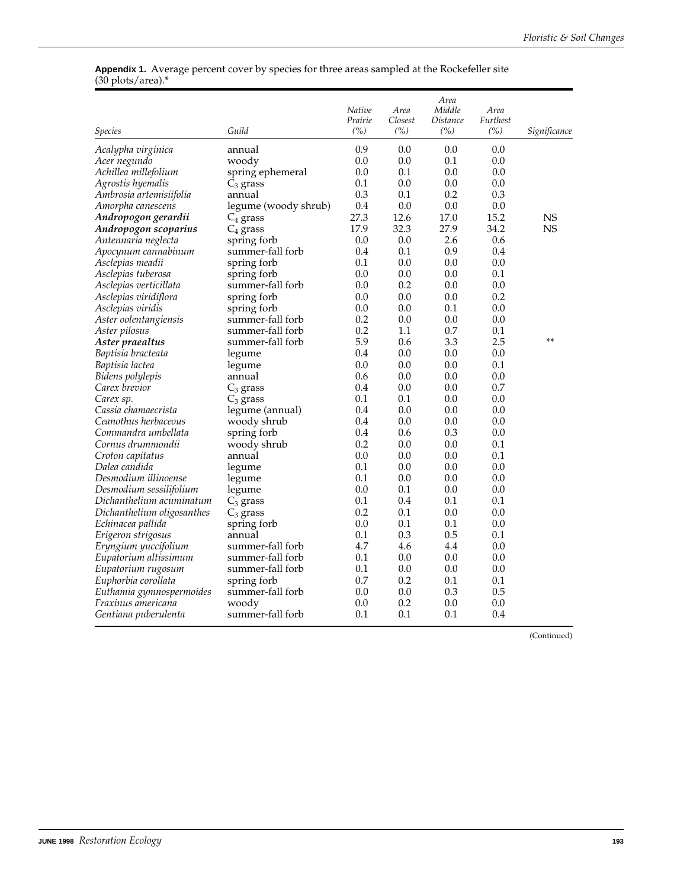**Appendix 1.** Average percent cover by species for three areas sampled at the Rockefeller site (30 plots/area).*

| *Species* | *Guild* | *Native Prairie (%)* | *Area Closest (%)* | *Area Middle Distance (%)* | *Area Furthest (%)* | *Significance* |
|---|---|---|---|---|---|---|
| *Acalypha virginica* | annual | 0.9 | 0.0 | 0.0 | 0.0 | |
| *Acer negundo* | woody | 0.0 | 0.0 | 0.1 | 0.0 | |
| *Achillea millefolium* | spring ephemeral | 0.0 | 0.1 | 0.0 | 0.0 | |
| *Agrostis hyemalis* | $C_3$ grass | 0.1 | 0.0 | 0.0 | 0.0 | |
| *Ambrosia artemisiifolia* | annual | 0.3 | 0.1 | 0.2 | 0.3 | |
| *Amorpha canescens* | legume (woody shrub) | 0.4 | 0.0 | 0.0 | 0.0 | |
| ***Andropogon gerardii*** | $C_4$ grass | 27.3 | 12.6 | 17.0 | 15.2 | NS |
| ***Andropogon scoparius*** | $C_4$ grass | 17.9 | 32.3 | 27.9 | 34.2 | NS |
| *Antennaria neglecta* | spring forb | 0.0 | 0.0 | 2.6 | 0.6 | |
| *Apocynum cannabinum* | summer-fall forb | 0.4 | 0.1 | 0.9 | 0.4 | |
| *Asclepias meadii* | spring forb | 0.1 | 0.0 | 0.0 | 0.0 | |
| *Asclepias tuberosa* | spring forb | 0.0 | 0.0 | 0.0 | 0.1 | |
| *Asclepias verticillata* | summer-fall forb | 0.0 | 0.2 | 0.0 | 0.0 | |
| *Asclepias viridiflora* | spring forb | 0.0 | 0.0 | 0.0 | 0.2 | |
| *Asclepias viridis* | spring forb | 0.0 | 0.0 | 0.1 | 0.0 | |
| *Aster oolentangiensis* | summer-fall forb | 0.2 | 0.0 | 0.0 | 0.0 | |
| *Aster pilosus* | summer-fall forb | 0.2 | 1.1 | 0.7 | 0.1 | |
| ***Aster praealtus*** | summer-fall forb | 5.9 | 0.6 | 3.3 | 2.5 | ** |
| *Baptisia bracteata* | legume | 0.4 | 0.0 | 0.0 | 0.0 | |
| *Baptisia lactea* | legume | 0.0 | 0.0 | 0.0 | 0.1 | |
| *Bidens polylepis* | annual | 0.6 | 0.0 | 0.0 | 0.0 | |
| *Carex brevior* | $C_3$ grass | 0.4 | 0.0 | 0.0 | 0.7 | |
| *Carex sp.* | $C_3$ grass | 0.1 | 0.1 | 0.0 | 0.0 | |
| *Cassia chamaecrista* | legume (annual) | 0.4 | 0.0 | 0.0 | 0.0 | |
| *Ceanothus herbaceous* | woody shrub | 0.4 | 0.0 | 0.0 | 0.0 | |
| *Commandra umbellata* | spring forb | 0.4 | 0.6 | 0.3 | 0.0 | |
| *Cornus drummondii* | woody shrub | 0.2 | 0.0 | 0.0 | 0.1 | |
| *Croton capitatus* | annual | 0.0 | 0.0 | 0.0 | 0.1 | |
| *Dalea candida* | legume | 0.1 | 0.0 | 0.0 | 0.0 | |
| *Desmodium illinoense* | legume | 0.1 | 0.0 | 0.0 | 0.0 | |
| *Desmodium sessilifolium* | legume | 0.0 | 0.1 | 0.0 | 0.0 | |
| *Dichanthelium acuminatum* | $C_3$ grass | 0.1 | 0.4 | 0.1 | 0.1 | |
| *Dichanthelium oligosanthes* | $C_3$ grass | 0.2 | 0.1 | 0.0 | 0.0 | |
| *Echinacea pallida* | spring forb | 0.0 | 0.1 | 0.1 | 0.0 | |
| *Erigeron strigosus* | annual | 0.1 | 0.3 | 0.5 | 0.1 | |
| *Eryngium yuccifolium* | summer-fall forb | 4.7 | 4.6 | 4.4 | 0.0 | |
| *Eupatorium altissimum* | summer-fall forb | 0.1 | 0.0 | 0.0 | 0.0 | |
| *Eupatorium rugosum* | summer-fall forb | 0.1 | 0.0 | 0.0 | 0.0 | |
| *Euphorbia corollata* | spring forb | 0.7 | 0.2 | 0.1 | 0.1 | |
| *Euthamia gymnospermoides* | summer-fall forb | 0.0 | 0.0 | 0.3 | 0.5 | |
| *Fraxinus americana* | woody | 0.0 | 0.2 | 0.0 | 0.0 | |
| *Gentiana puberulenta* | summer-fall forb | 0.1 | 0.1 | 0.1 | 0.4 | |

(Continued)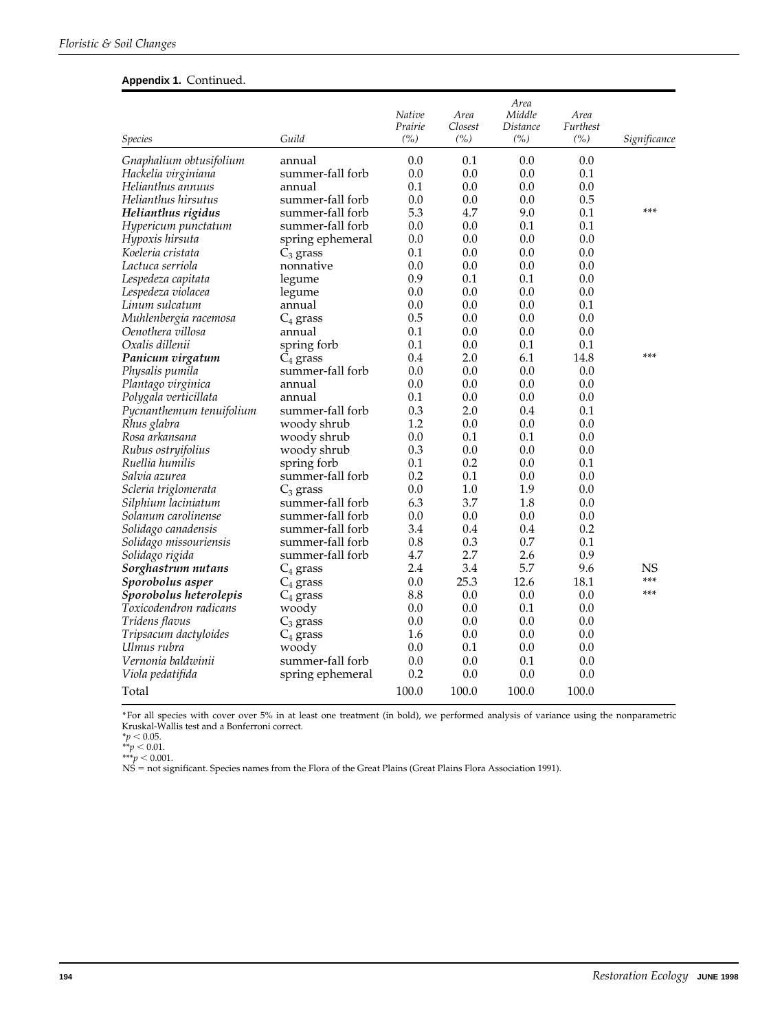**Appendix 1.** Continued.

| *Species* | *Guild* | *Native Prairie (%)* | *Area Closest (%)* | *Area Middle Distance (%)* | *Area Furthest (%)* | *Significance* |
|---|---|---|---|---|---|---|
| *Gnaphalium obtusifolium* | annual | 0.0 | 0.1 | 0.0 | 0.0 | |
| *Hackelia virginiana* | summer-fall forb | 0.0 | 0.0 | 0.0 | 0.1 | |
| *Helianthus annuus* | annual | 0.1 | 0.0 | 0.0 | 0.0 | |
| *Helianthus hirsutus* | summer-fall forb | 0.0 | 0.0 | 0.0 | 0.5 | |
| ***Helianthus rigidus*** | summer-fall forb | 5.3 | 4.7 | 9.0 | 0.1 | *** |
| *Hypericum punctatum* | summer-fall forb | 0.0 | 0.0 | 0.1 | 0.1 | |
| *Hypoxis hirsuta* | spring ephemeral | 0.0 | 0.0 | 0.0 | 0.0 | |
| *Koeleria cristata* | $C_3$ grass | 0.1 | 0.0 | 0.0 | 0.0 | |
| *Lactuca serriola* | nonnative | 0.0 | 0.0 | 0.0 | 0.0 | |
| *Lespedeza capitata* | legume | 0.9 | 0.1 | 0.1 | 0.0 | |
| *Lespedeza violacea* | legume | 0.0 | 0.0 | 0.0 | 0.0 | |
| *Linum sulcatum* | annual | 0.0 | 0.0 | 0.0 | 0.1 | |
| *Muhlenbergia racemosa* | $C_4$ grass | 0.5 | 0.0 | 0.0 | 0.0 | |
| *Oenothera villosa* | annual | 0.1 | 0.0 | 0.0 | 0.0 | |
| *Oxalis dillenii* | spring forb | 0.1 | 0.0 | 0.1 | 0.1 | |
| ***Panicum virgatum*** | $C_4$ grass | 0.4 | 2.0 | 6.1 | 14.8 | *** |
| *Physalis pumila* | summer-fall forb | 0.0 | 0.0 | 0.0 | 0.0 | |
| *Plantago virginica* | annual | 0.0 | 0.0 | 0.0 | 0.0 | |
| *Polygala verticillata* | annual | 0.1 | 0.0 | 0.0 | 0.0 | |
| *Pycnanthemum tenuifolium* | summer-fall forb | 0.3 | 2.0 | 0.4 | 0.1 | |
| *Rhus glabra* | woody shrub | 1.2 | 0.0 | 0.0 | 0.0 | |
| *Rosa arkansana* | woody shrub | 0.0 | 0.1 | 0.1 | 0.0 | |
| *Rubus ostryifolius* | woody shrub | 0.3 | 0.0 | 0.0 | 0.0 | |
| *Ruellia humilis* | spring forb | 0.1 | 0.2 | 0.0 | 0.1 | |
| *Salvia azurea* | summer-fall forb | 0.2 | 0.1 | 0.0 | 0.0 | |
| *Scleria triglomerata* | $C_3$ grass | 0.0 | 1.0 | 1.9 | 0.0 | |
| *Silphium laciniatum* | summer-fall forb | 6.3 | 3.7 | 1.8 | 0.0 | |
| *Solanum carolinense* | summer-fall forb | 0.0 | 0.0 | 0.0 | 0.0 | |
| *Solidago canadensis* | summer-fall forb | 3.4 | 0.4 | 0.4 | 0.2 | |
| *Solidago missouriensis* | summer-fall forb | 0.8 | 0.3 | 0.7 | 0.1 | |
| *Solidago rigida* | summer-fall forb | 4.7 | 2.7 | 2.6 | 0.9 | |
| ***Sorghastrum nutans*** | $C_4$ grass | 2.4 | 3.4 | 5.7 | 9.6 | NS |
| ***Sporobolus asper*** | $C_4$ grass | 0.0 | 25.3 | 12.6 | 18.1 | *** |
| ***Sporobolus heterolepis*** | $C_4$ grass | 8.8 | 0.0 | 0.0 | 0.0 | *** |
| *Toxicodendron radicans* | woody | 0.0 | 0.0 | 0.1 | 0.0 | |
| *Tridens flavus* | $C_3$ grass | 0.0 | 0.0 | 0.0 | 0.0 | |
| *Tripsacum dactyloides* | $C_4$ grass | 1.6 | 0.0 | 0.0 | 0.0 | |
| *Ulmus rubra* | woody | 0.0 | 0.1 | 0.0 | 0.0 | |
| *Vernonia baldwinii* | summer-fall forb | 0.0 | 0.0 | 0.1 | 0.0 | |
| *Viola pedatifida* | spring ephemeral | 0.2 | 0.0 | 0.0 | 0.0 | |
| Total | | 100.0 | 100.0 | 100.0 | 100.0 | |

*For all species with cover over 5% in at least one treatment (in bold), we performed analysis of variance using the nonparametric Kruskal-Wallis test and a Bonferroni correct.

*$p < 0.05$.

**$p < 0.01$.

***$p < 0.001$.

NS = not significant. Species names from the Flora of the Great Plains (Great Plains Flora Association 1991).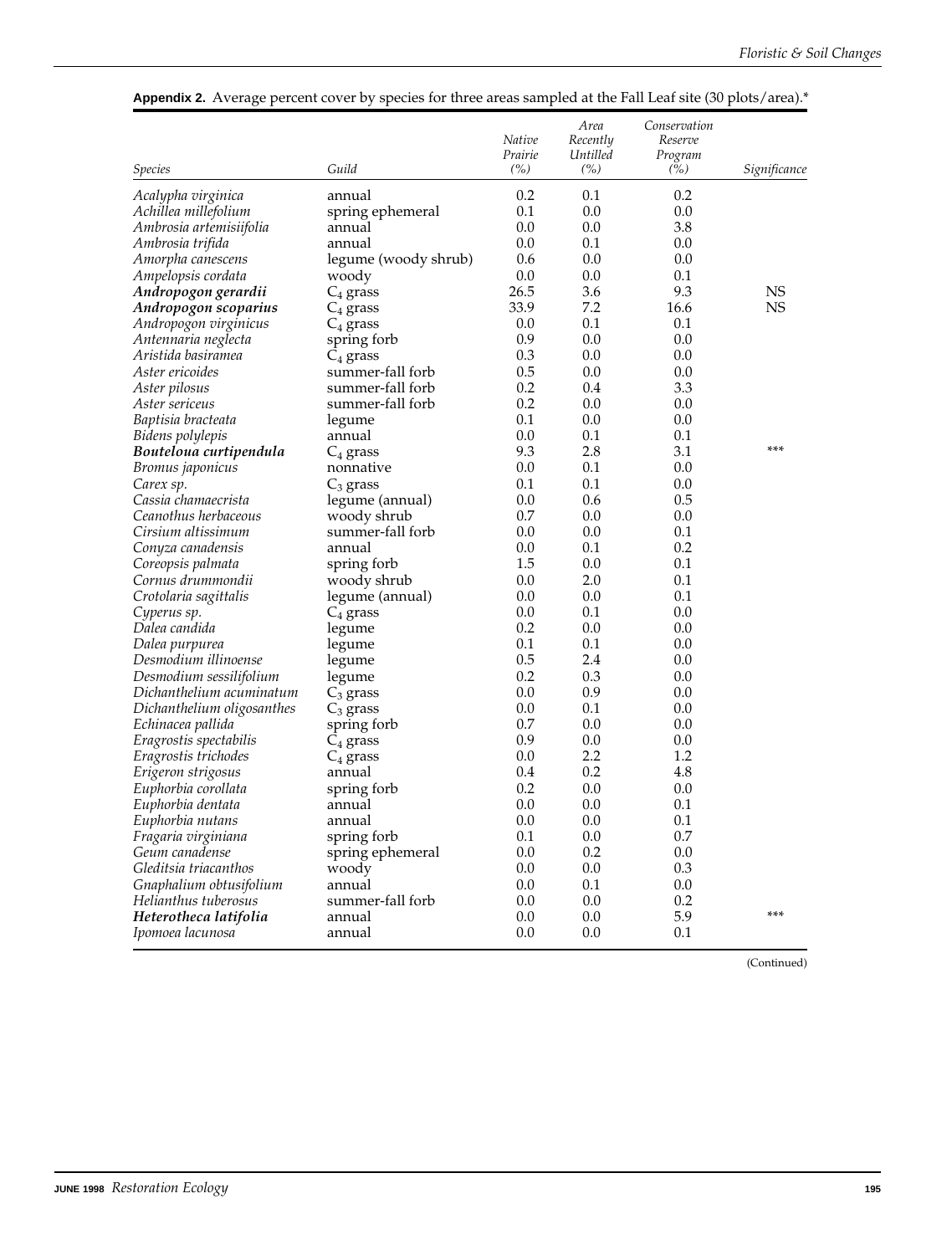**Appendix 2.** Average percent cover by species for three areas sampled at the Fall Leaf site (30 plots/area).*

| *Species* | *Guild* | *Native Prairie (%)* | *Area Recently Untilled (%)* | *Conservation Reserve Program (%)* | *Significance* |
|---|---|---|---|---|---|
| *Acalypha virginica* | annual | 0.2 | 0.1 | 0.2 | |
| *Achillea millefolium* | spring ephemeral | 0.1 | 0.0 | 0.0 | |
| *Ambrosia artemisiifolia* | annual | 0.0 | 0.0 | 3.8 | |
| *Ambrosia trifida* | annual | 0.0 | 0.1 | 0.0 | |
| *Amorpha canescens* | legume (woody shrub) | 0.6 | 0.0 | 0.0 | |
| *Ampelopsis cordata* | woody | 0.0 | 0.0 | 0.1 | |
| ***Andropogon gerardii*** | $C_4$ grass | 26.5 | 3.6 | 9.3 | NS |
| ***Andropogon scoparius*** | $C_4$ grass | 33.9 | 7.2 | 16.6 | NS |
| *Andropogon virginicus* | $C_4$ grass | 0.0 | 0.1 | 0.1 | |
| *Antennaria neglecta* | spring forb | 0.9 | 0.0 | 0.0 | |
| *Aristida basiramea* | $C_4$ grass | 0.3 | 0.0 | 0.0 | |
| *Aster ericoides* | summer-fall forb | 0.5 | 0.0 | 0.0 | |
| *Aster pilosus* | summer-fall forb | 0.2 | 0.4 | 3.3 | |
| *Aster sericeus* | summer-fall forb | 0.2 | 0.0 | 0.0 | |
| *Baptisia bracteata* | legume | 0.1 | 0.0 | 0.0 | |
| *Bidens polylepis* | annual | 0.0 | 0.1 | 0.1 | |
| ***Bouteloua curtipendula*** | $C_4$ grass | 9.3 | 2.8 | 3.1 | *** |
| *Bromus japonicus* | nonnative | 0.0 | 0.1 | 0.0 | |
| *Carex sp.* | $C_3$ grass | 0.1 | 0.1 | 0.0 | |
| *Cassia chamaecrista* | legume (annual) | 0.0 | 0.6 | 0.5 | |
| *Ceanothus herbaceous* | woody shrub | 0.7 | 0.0 | 0.0 | |
| *Cirsium altissimum* | summer-fall forb | 0.0 | 0.0 | 0.1 | |
| *Conyza canadensis* | annual | 0.0 | 0.1 | 0.2 | |
| *Coreopsis palmata* | spring forb | 1.5 | 0.0 | 0.1 | |
| *Cornus drummondii* | woody shrub | 0.0 | 2.0 | 0.1 | |
| *Crotolaria sagittalis* | legume (annual) | 0.0 | 0.0 | 0.1 | |
| *Cyperus sp.* | $C_4$ grass | 0.0 | 0.1 | 0.0 | |
| *Dalea candida* | legume | 0.2 | 0.0 | 0.0 | |
| *Dalea purpurea* | legume | 0.1 | 0.1 | 0.0 | |
| *Desmodium illinoense* | legume | 0.5 | 2.4 | 0.0 | |
| *Desmodium sessilifolium* | legume | 0.2 | 0.3 | 0.0 | |
| *Dichanthelium acuminatum* | $C_3$ grass | 0.0 | 0.9 | 0.0 | |
| *Dichanthelium oligosanthes* | $C_3$ grass | 0.0 | 0.1 | 0.0 | |
| *Echinacea pallida* | spring forb | 0.7 | 0.0 | 0.0 | |
| *Eragrostis spectabilis* | $C_4$ grass | 0.9 | 0.0 | 0.0 | |
| *Eragrostis trichodes* | $C_4$ grass | 0.0 | 2.2 | 1.2 | |
| *Erigeron strigosus* | annual | 0.4 | 0.2 | 4.8 | |
| *Euphorbia corollata* | spring forb | 0.2 | 0.0 | 0.0 | |
| *Euphorbia dentata* | annual | 0.0 | 0.0 | 0.1 | |
| *Euphorbia nutans* | annual | 0.0 | 0.0 | 0.1 | |
| *Fragaria virginiana* | spring forb | 0.1 | 0.0 | 0.7 | |
| *Geum canadense* | spring ephemeral | 0.0 | 0.2 | 0.0 | |
| *Gleditsia triacanthos* | woody | 0.0 | 0.0 | 0.3 | |
| *Gnaphalium obtusifolium* | annual | 0.0 | 0.1 | 0.0 | |
| *Helianthus tuberosus* | summer-fall forb | 0.0 | 0.0 | 0.2 | |
| ***Heterotheca latifolia*** | annual | 0.0 | 0.0 | 5.9 | *** |
| *Ipomoea lacunosa* | annual | 0.0 | 0.0 | 0.1 | |

(Continued)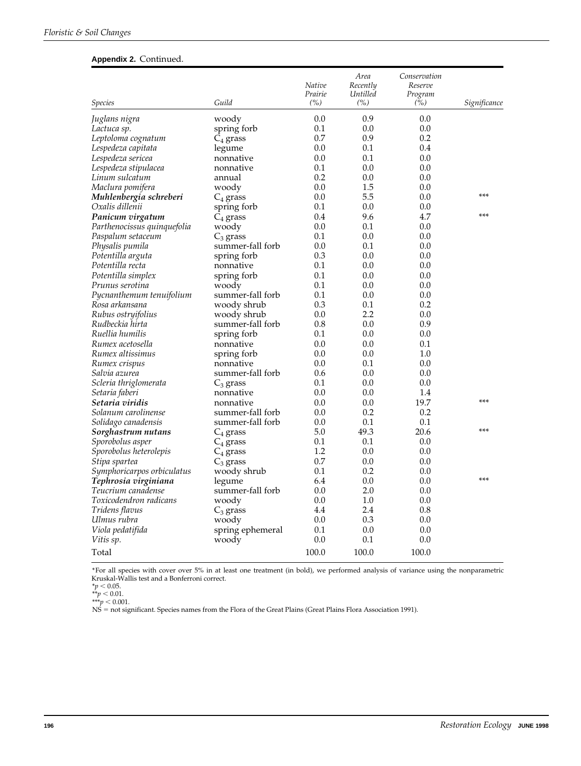**Appendix 2.** Continued.

| *Species* | *Guild* | *Native Prairie (%)* | *Area Recently Untilled (%)* | *Conservation Reserve Program (%)* | *Significance* |
|---|---|---|---|---|---|
| *Juglans nigra* | woody | 0.0 | 0.9 | 0.0 | |
| *Lactuca sp.* | spring forb | 0.1 | 0.0 | 0.0 | |
| *Leptoloma cognatum* | $C_4$ grass | 0.7 | 0.9 | 0.2 | |
| *Lespedeza capitata* | legume | 0.0 | 0.1 | 0.4 | |
| *Lespedeza sericea* | nonnative | 0.0 | 0.1 | 0.0 | |
| *Lespedeza stipulacea* | nonnative | 0.1 | 0.0 | 0.0 | |
| *Linum sulcatum* | annual | 0.2 | 0.0 | 0.0 | |
| *Maclura pomifera* | woody | 0.0 | 1.5 | 0.0 | |
| ***Muhlenbergia schreberi*** | $C_4$ grass | 0.0 | 5.5 | 0.0 | *** |
| *Oxalis dillenii* | spring forb | 0.1 | 0.0 | 0.0 | |
| ***Panicum virgatum*** | $C_4$ grass | 0.4 | 9.6 | 4.7 | *** |
| *Parthenocissus quinquefolia* | woody | 0.0 | 0.1 | 0.0 | |
| *Paspalum setaceum* | $C_3$ grass | 0.1 | 0.0 | 0.0 | |
| *Physalis pumila* | summer-fall forb | 0.0 | 0.1 | 0.0 | |
| *Potentilla arguta* | spring forb | 0.3 | 0.0 | 0.0 | |
| *Potentilla recta* | nonnative | 0.1 | 0.0 | 0.0 | |
| *Potentilla simplex* | spring forb | 0.1 | 0.0 | 0.0 | |
| *Prunus serotina* | woody | 0.1 | 0.0 | 0.0 | |
| *Pycnanthemum tenuifolium* | summer-fall forb | 0.1 | 0.0 | 0.0 | |
| *Rosa arkansana* | woody shrub | 0.3 | 0.1 | 0.2 | |
| *Rubus ostryifolius* | woody shrub | 0.0 | 2.2 | 0.0 | |
| *Rudbeckia hirta* | summer-fall forb | 0.8 | 0.0 | 0.9 | |
| *Ruellia humilis* | spring forb | 0.1 | 0.0 | 0.0 | |
| *Rumex acetosella* | nonnative | 0.0 | 0.0 | 0.1 | |
| *Rumex altissimus* | spring forb | 0.0 | 0.0 | 1.0 | |
| *Rumex crispus* | nonnative | 0.0 | 0.1 | 0.0 | |
| *Salvia azurea* | summer-fall forb | 0.6 | 0.0 | 0.0 | |
| *Scleria thriglomerata* | $C_3$ grass | 0.1 | 0.0 | 0.0 | |
| *Setaria faberi* | nonnative | 0.0 | 0.0 | 1.4 | |
| ***Setaria viridis*** | nonnative | 0.0 | 0.0 | 19.7 | *** |
| *Solanum carolinense* | summer-fall forb | 0.0 | 0.2 | 0.2 | |
| *Solidago canadensis* | summer-fall forb | 0.0 | 0.1 | 0.1 | |
| ***Sorghastrum nutans*** | $C_4$ grass | 5.0 | 49.3 | 20.6 | *** |
| *Sporobolus asper* | $C_4$ grass | 0.1 | 0.1 | 0.0 | |
| *Sporobolus heterolepis* | $C_4$ grass | 1.2 | 0.0 | 0.0 | |
| *Stipa spartea* | $C_3$ grass | 0.7 | 0.0 | 0.0 | |
| *Symphoricarpos orbiculatus* | woody shrub | 0.1 | 0.2 | 0.0 | |
| ***Tephrosia virginiana*** | legume | 6.4 | 0.0 | 0.0 | *** |
| *Teucrium canadense* | summer-fall forb | 0.0 | 2.0 | 0.0 | |
| *Toxicodendron radicans* | woody | 0.0 | 1.0 | 0.0 | |
| *Tridens flavus* | $C_3$ grass | 4.4 | 2.4 | 0.8 | |
| *Ulmus rubra* | woody | 0.0 | 0.3 | 0.0 | |
| *Viola pedatifida* | spring ephemeral | 0.1 | 0.0 | 0.0 | |
| *Vitis sp.* | woody | 0.0 | 0.1 | 0.0 | |
| Total | | 100.0 | 100.0 | 100.0 | |

*For all species with cover over 5% in at least one treatment (in bold), we performed analysis of variance using the nonparametric Kruskal-Wallis test and a Bonferroni correct.

*$p < 0.05$.

**$p < 0.01$.

***$p < 0.001$.

NS = not significant. Species names from the Flora of the Great Plains (Great Plains Flora Association 1991).